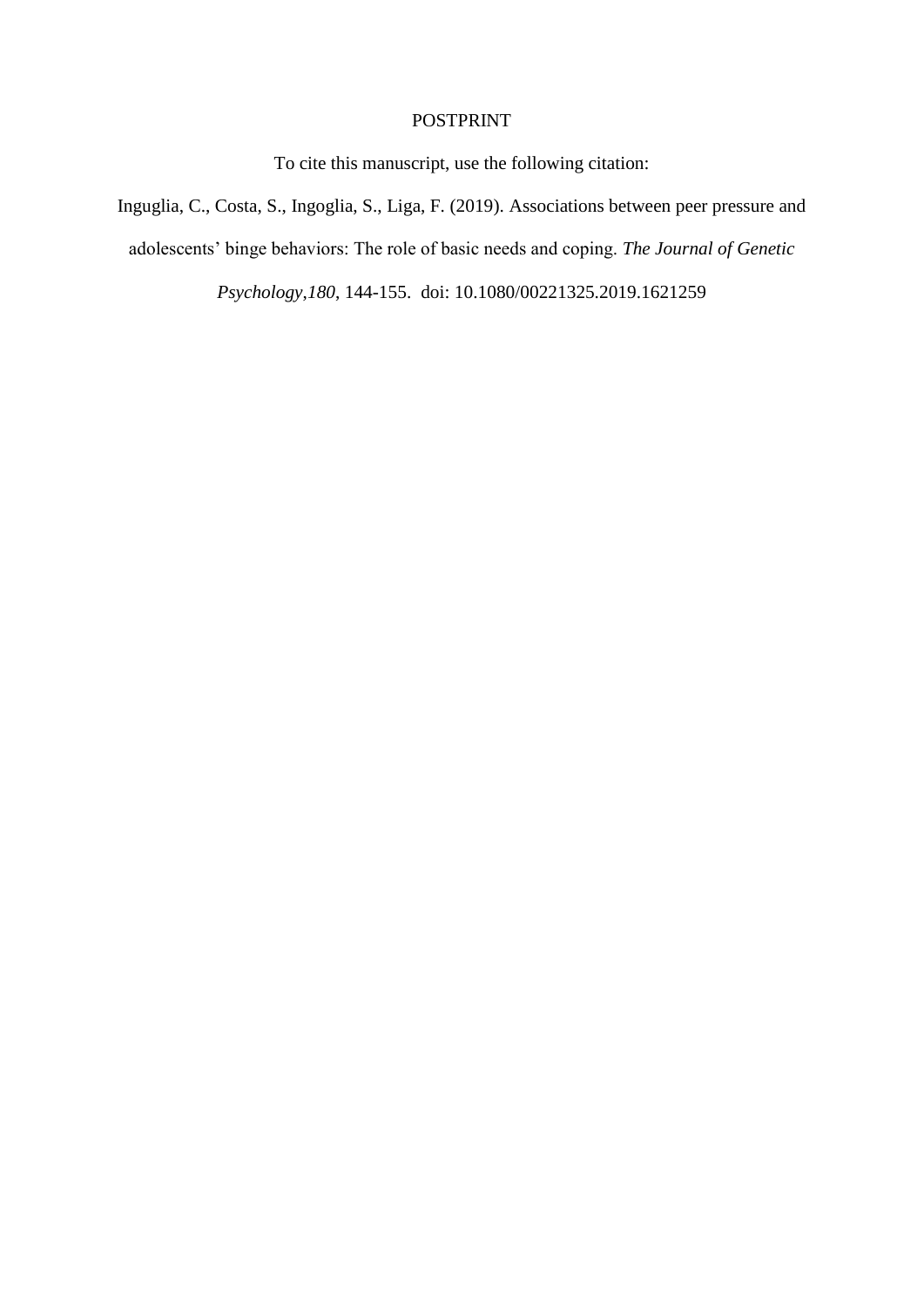POSTPRINT

To cite this manuscript, use the following citation:

Inguglia, C., Costa, S., Ingoglia, S., Liga, F. (2019). Associations between peer pressure and adolescents' binge behaviors: The role of basic needs and coping. *The Journal of Genetic Psychology,180*, 144-155. doi: 10.1080/00221325.2019.1621259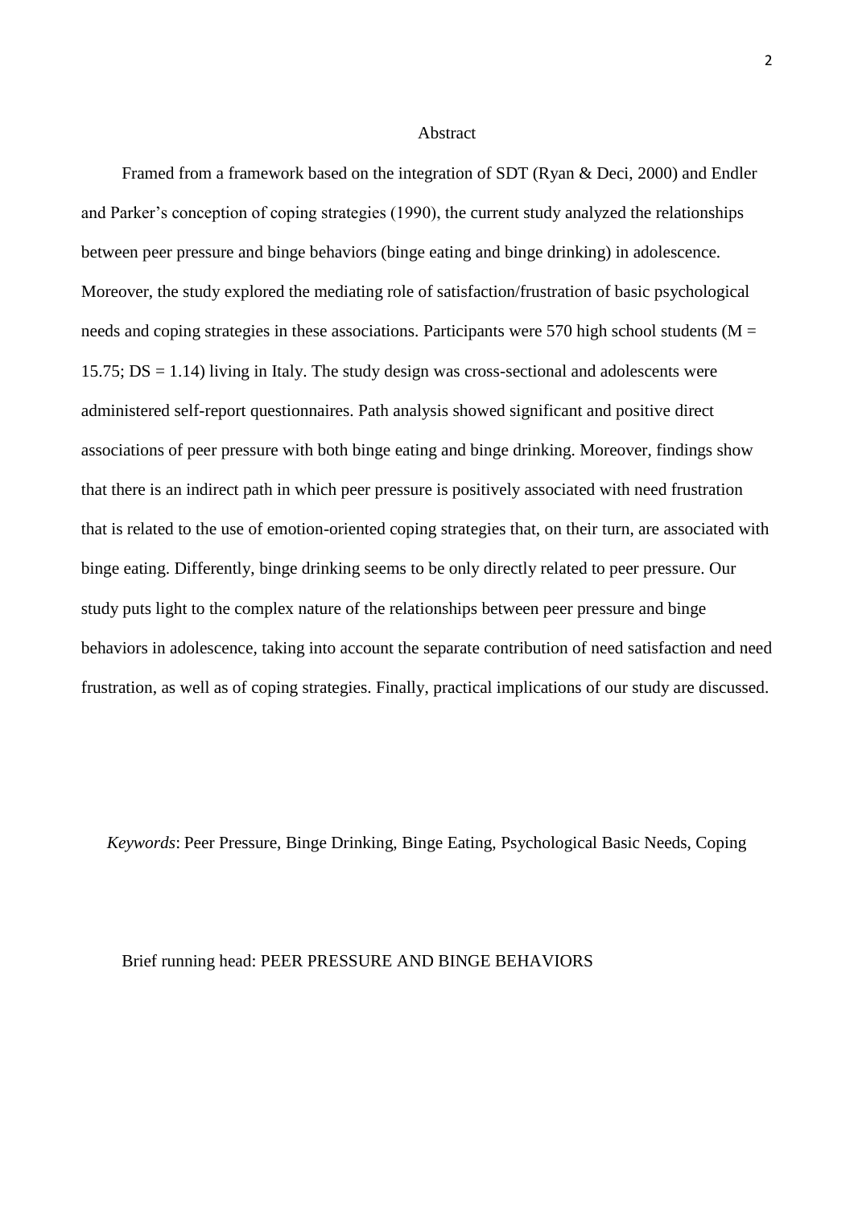# Abstract

Framed from a framework based on the integration of SDT (Ryan & Deci, 2000) and Endler and Parker's conception of coping strategies (1990), the current study analyzed the relationships between peer pressure and binge behaviors (binge eating and binge drinking) in adolescence. Moreover, the study explored the mediating role of satisfaction/frustration of basic psychological needs and coping strategies in these associations. Participants were 570 high school students ($M = 15.75$; $DS = 1.14$) living in Italy. The study design was cross-sectional and adolescents were administered self-report questionnaires. Path analysis showed significant and positive direct associations of peer pressure with both binge eating and binge drinking. Moreover, findings show that there is an indirect path in which peer pressure is positively associated with need frustration that is related to the use of emotion-oriented coping strategies that, on their turn, are associated with binge eating. Differently, binge drinking seems to be only directly related to peer pressure. Our study puts light to the complex nature of the relationships between peer pressure and binge behaviors in adolescence, taking into account the separate contribution of need satisfaction and need frustration, as well as of coping strategies. Finally, practical implications of our study are discussed.

*Keywords*: Peer Pressure, Binge Drinking, Binge Eating, Psychological Basic Needs, Coping

Brief running head: PEER PRESSURE AND BINGE BEHAVIORS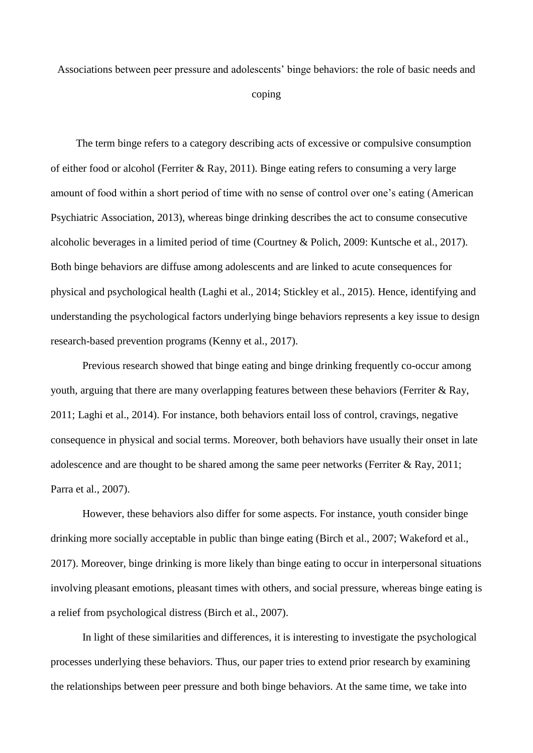# Associations between peer pressure and adolescents' binge behaviors: the role of basic needs and coping

The term binge refers to a category describing acts of excessive or compulsive consumption of either food or alcohol (Ferriter & Ray, 2011). Binge eating refers to consuming a very large amount of food within a short period of time with no sense of control over one's eating (American Psychiatric Association, 2013), whereas binge drinking describes the act to consume consecutive alcoholic beverages in a limited period of time (Courtney & Polich, 2009: Kuntsche et al., 2017). Both binge behaviors are diffuse among adolescents and are linked to acute consequences for physical and psychological health (Laghi et al., 2014; Stickley et al., 2015). Hence, identifying and understanding the psychological factors underlying binge behaviors represents a key issue to design research-based prevention programs (Kenny et al., 2017).

Previous research showed that binge eating and binge drinking frequently co-occur among youth, arguing that there are many overlapping features between these behaviors (Ferriter & Ray, 2011; Laghi et al., 2014). For instance, both behaviors entail loss of control, cravings, negative consequence in physical and social terms. Moreover, both behaviors have usually their onset in late adolescence and are thought to be shared among the same peer networks (Ferriter & Ray, 2011; Parra et al., 2007).

However, these behaviors also differ for some aspects. For instance, youth consider binge drinking more socially acceptable in public than binge eating (Birch et al., 2007; Wakeford et al., 2017). Moreover, binge drinking is more likely than binge eating to occur in interpersonal situations involving pleasant emotions, pleasant times with others, and social pressure, whereas binge eating is a relief from psychological distress (Birch et al., 2007).

In light of these similarities and differences, it is interesting to investigate the psychological processes underlying these behaviors. Thus, our paper tries to extend prior research by examining the relationships between peer pressure and both binge behaviors. At the same time, we take into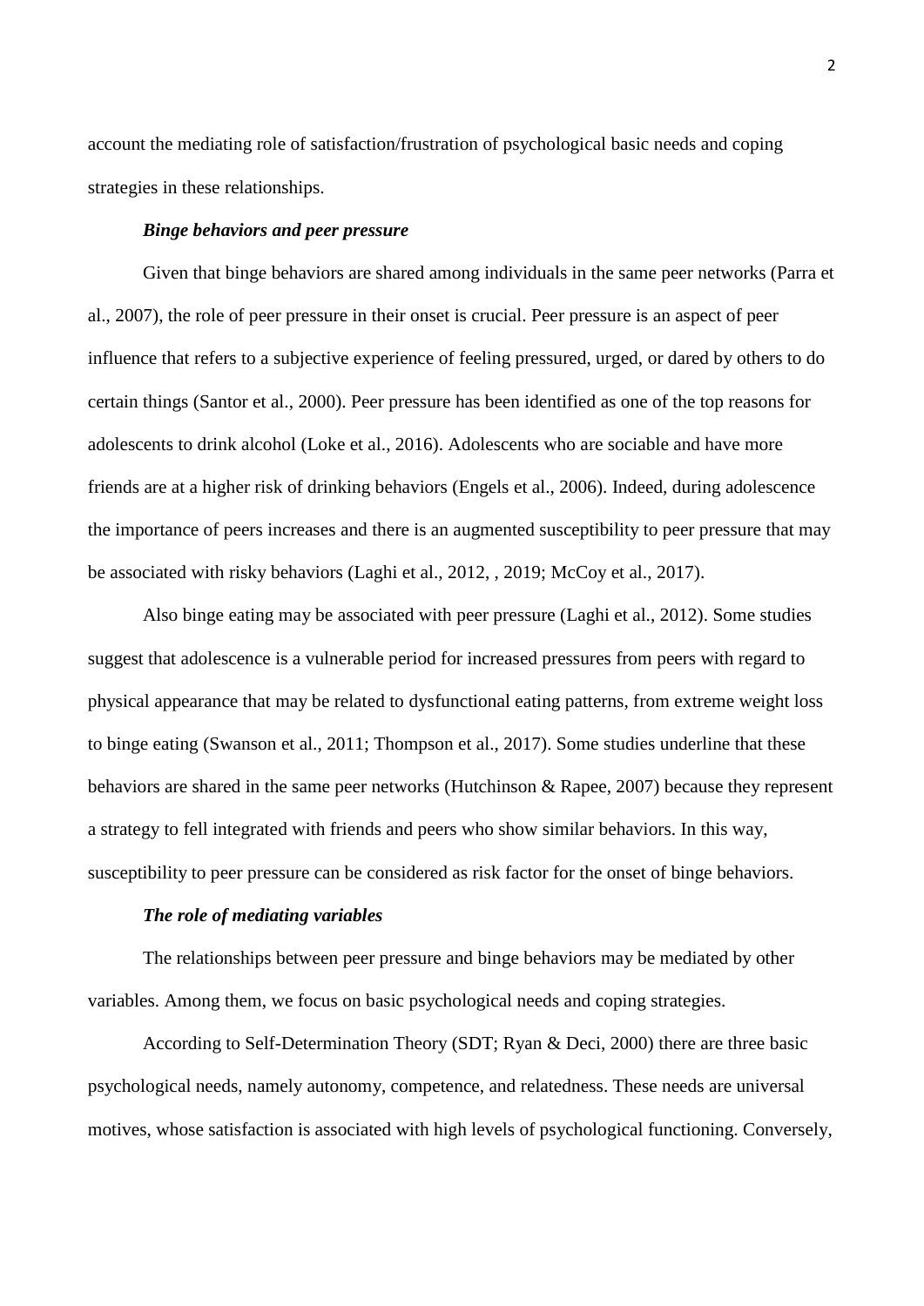account the mediating role of satisfaction/frustration of psychological basic needs and coping strategies in these relationships.

### *Binge behaviors and peer pressure*

Given that binge behaviors are shared among individuals in the same peer networks (Parra et al., 2007), the role of peer pressure in their onset is crucial. Peer pressure is an aspect of peer influence that refers to a subjective experience of feeling pressured, urged, or dared by others to do certain things (Santor et al., 2000). Peer pressure has been identified as one of the top reasons for adolescents to drink alcohol (Loke et al., 2016). Adolescents who are sociable and have more friends are at a higher risk of drinking behaviors (Engels et al., 2006). Indeed, during adolescence the importance of peers increases and there is an augmented susceptibility to peer pressure that may be associated with risky behaviors (Laghi et al., 2012, , 2019; McCoy et al., 2017).

Also binge eating may be associated with peer pressure (Laghi et al., 2012). Some studies suggest that adolescence is a vulnerable period for increased pressures from peers with regard to physical appearance that may be related to dysfunctional eating patterns, from extreme weight loss to binge eating (Swanson et al., 2011; Thompson et al., 2017). Some studies underline that these behaviors are shared in the same peer networks (Hutchinson & Rapee, 2007) because they represent a strategy to fell integrated with friends and peers who show similar behaviors. In this way, susceptibility to peer pressure can be considered as risk factor for the onset of binge behaviors.

### *The role of mediating variables*

The relationships between peer pressure and binge behaviors may be mediated by other variables. Among them, we focus on basic psychological needs and coping strategies.

According to Self-Determination Theory (SDT; Ryan & Deci, 2000) there are three basic psychological needs, namely autonomy, competence, and relatedness. These needs are universal motives, whose satisfaction is associated with high levels of psychological functioning. Conversely,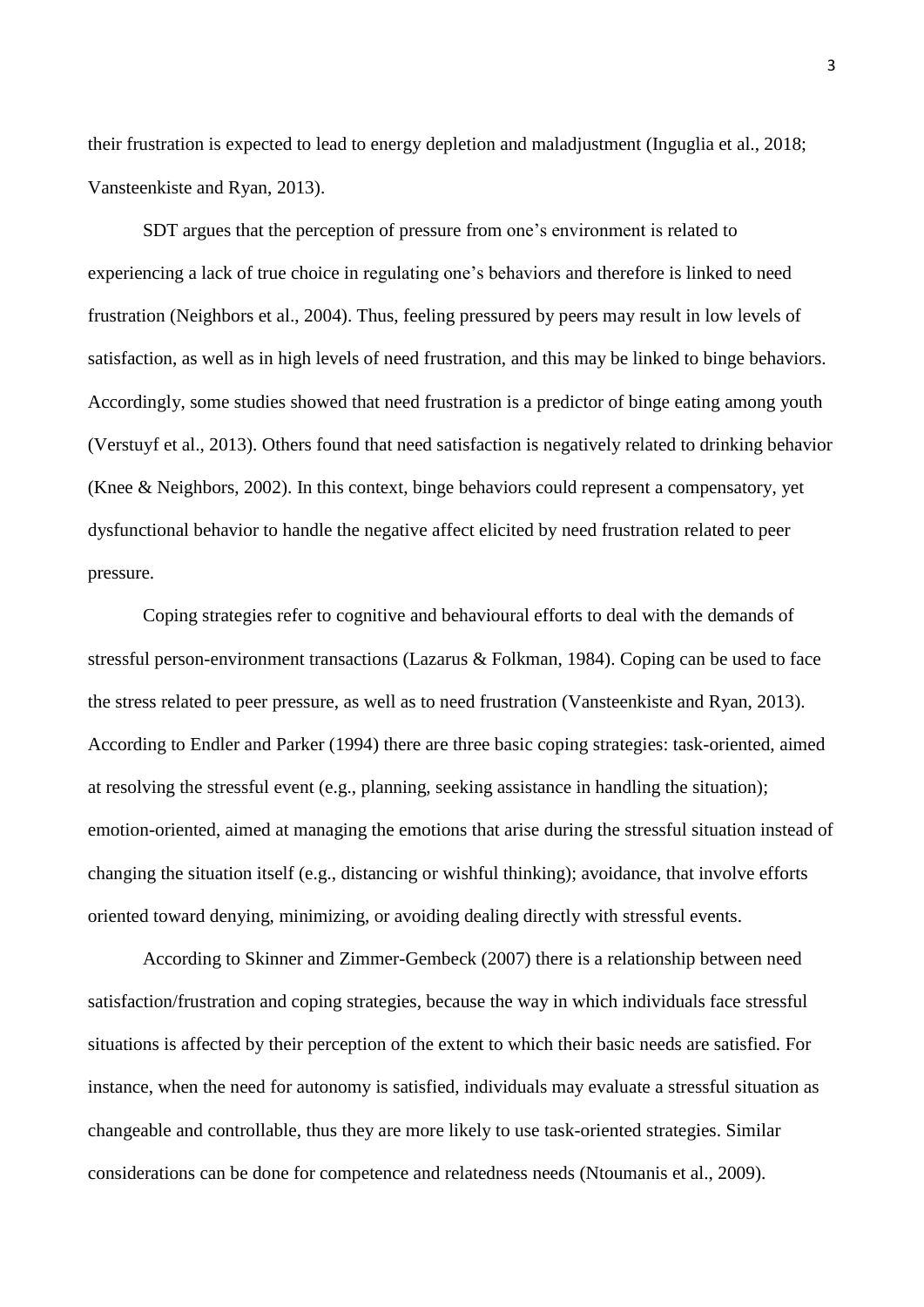their frustration is expected to lead to energy depletion and maladjustment (Inguglia et al., 2018; Vansteenkiste and Ryan, 2013).

SDT argues that the perception of pressure from one's environment is related to experiencing a lack of true choice in regulating one's behaviors and therefore is linked to need frustration (Neighbors et al., 2004). Thus, feeling pressured by peers may result in low levels of satisfaction, as well as in high levels of need frustration, and this may be linked to binge behaviors. Accordingly, some studies showed that need frustration is a predictor of binge eating among youth (Verstuyf et al., 2013). Others found that need satisfaction is negatively related to drinking behavior (Knee & Neighbors, 2002). In this context, binge behaviors could represent a compensatory, yet dysfunctional behavior to handle the negative affect elicited by need frustration related to peer pressure.

Coping strategies refer to cognitive and behavioural efforts to deal with the demands of stressful person-environment transactions (Lazarus & Folkman, 1984). Coping can be used to face the stress related to peer pressure, as well as to need frustration (Vansteenkiste and Ryan, 2013). According to Endler and Parker (1994) there are three basic coping strategies: task-oriented, aimed at resolving the stressful event (e.g., planning, seeking assistance in handling the situation); emotion-oriented, aimed at managing the emotions that arise during the stressful situation instead of changing the situation itself (e.g., distancing or wishful thinking); avoidance, that involve efforts oriented toward denying, minimizing, or avoiding dealing directly with stressful events.

According to Skinner and Zimmer-Gembeck (2007) there is a relationship between need satisfaction/frustration and coping strategies, because the way in which individuals face stressful situations is affected by their perception of the extent to which their basic needs are satisfied. For instance, when the need for autonomy is satisfied, individuals may evaluate a stressful situation as changeable and controllable, thus they are more likely to use task-oriented strategies. Similar considerations can be done for competence and relatedness needs (Ntoumanis et al., 2009).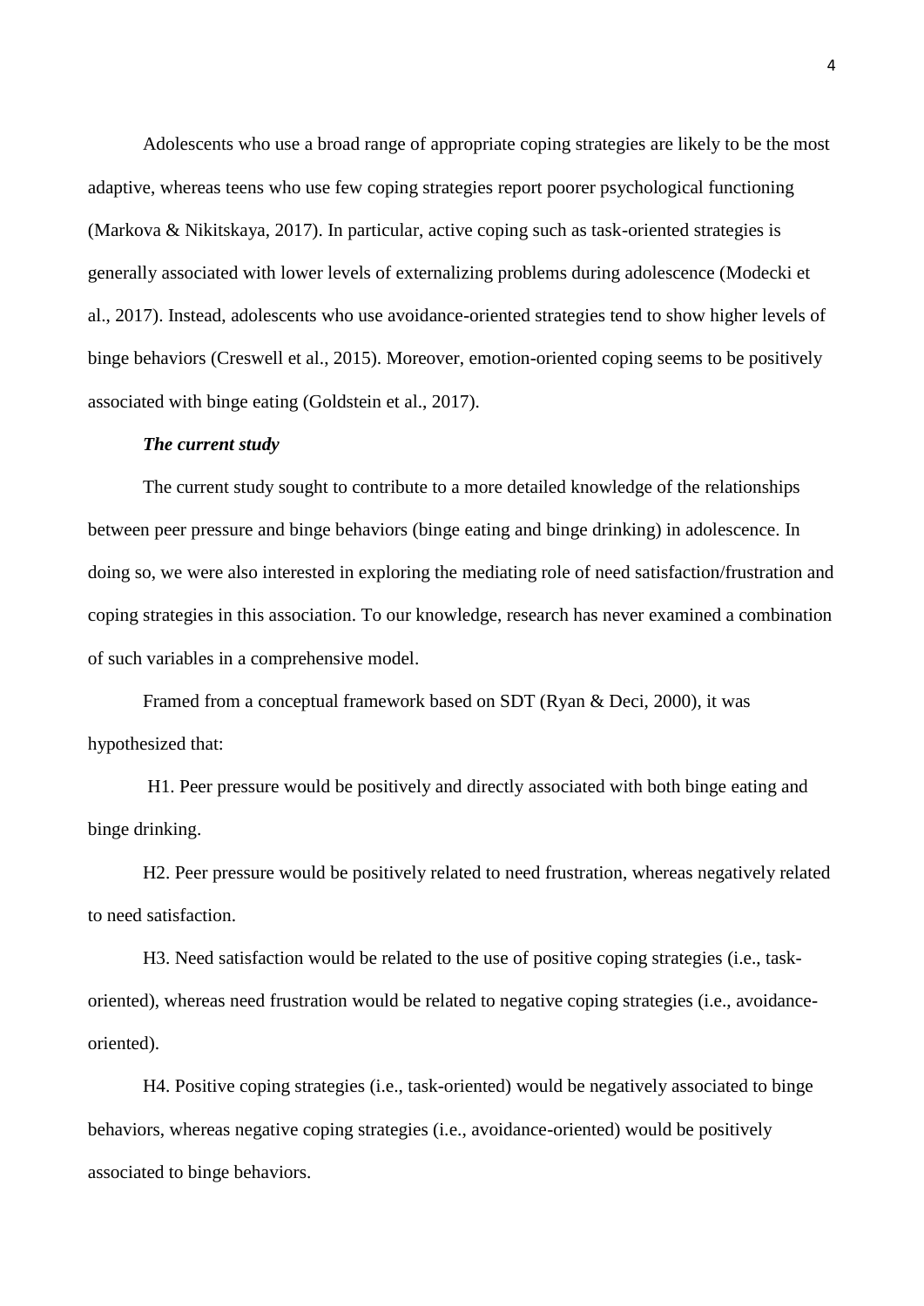Adolescents who use a broad range of appropriate coping strategies are likely to be the most adaptive, whereas teens who use few coping strategies report poorer psychological functioning (Markova & Nikitskaya, 2017). In particular, active coping such as task-oriented strategies is generally associated with lower levels of externalizing problems during adolescence (Modecki et al., 2017). Instead, adolescents who use avoidance-oriented strategies tend to show higher levels of binge behaviors (Creswell et al., 2015). Moreover, emotion-oriented coping seems to be positively associated with binge eating (Goldstein et al., 2017).

### *The current study*

The current study sought to contribute to a more detailed knowledge of the relationships between peer pressure and binge behaviors (binge eating and binge drinking) in adolescence. In doing so, we were also interested in exploring the mediating role of need satisfaction/frustration and coping strategies in this association. To our knowledge, research has never examined a combination of such variables in a comprehensive model.

Framed from a conceptual framework based on SDT (Ryan & Deci, 2000), it was hypothesized that:

H1. Peer pressure would be positively and directly associated with both binge eating and binge drinking.

H2. Peer pressure would be positively related to need frustration, whereas negatively related to need satisfaction.

H3. Need satisfaction would be related to the use of positive coping strategies (i.e., task-oriented), whereas need frustration would be related to negative coping strategies (i.e., avoidance-oriented).

H4. Positive coping strategies (i.e., task-oriented) would be negatively associated to binge behaviors, whereas negative coping strategies (i.e., avoidance-oriented) would be positively associated to binge behaviors.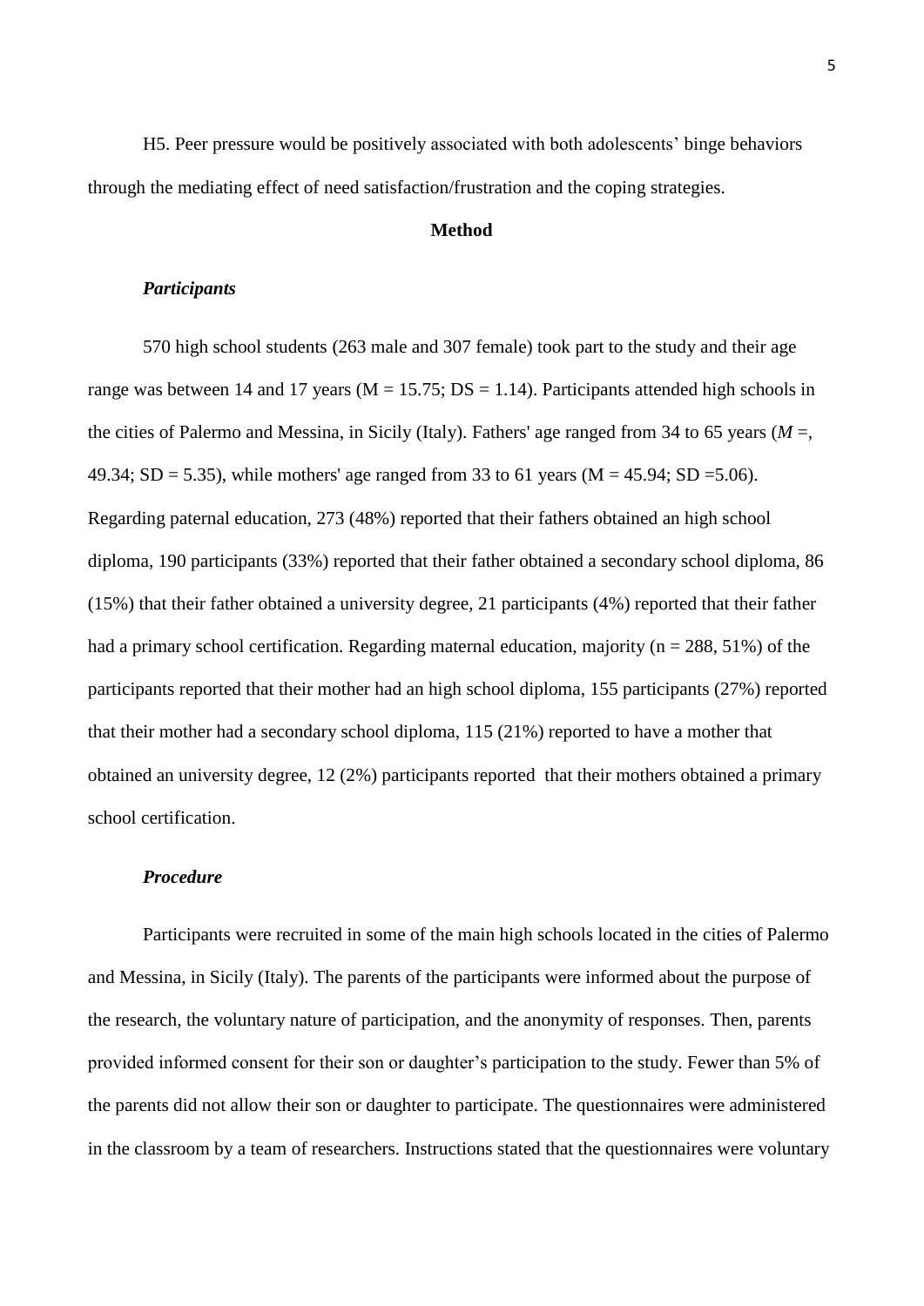H5. Peer pressure would be positively associated with both adolescents' binge behaviors through the mediating effect of need satisfaction/frustration and the coping strategies.

## Method

### *Participants*

570 high school students (263 male and 307 female) took part to the study and their age range was between 14 and 17 years (M = 15.75; DS = 1.14). Participants attended high schools in the cities of Palermo and Messina, in Sicily (Italy). Fathers' age ranged from 34 to 65 years (*M* =, 49.34; SD = 5.35), while mothers' age ranged from 33 to 61 years (M = 45.94; SD =5.06). Regarding paternal education, 273 (48%) reported that their fathers obtained an high school diploma, 190 participants (33%) reported that their father obtained a secondary school diploma, 86 (15%) that their father obtained a university degree, 21 participants (4%) reported that their father had a primary school certification. Regarding maternal education, majority (n = 288, 51%) of the participants reported that their mother had an high school diploma, 155 participants (27%) reported that their mother had a secondary school diploma, 115 (21%) reported to have a mother that obtained an university degree, 12 (2%) participants reported that their mothers obtained a primary school certification.

### *Procedure*

Participants were recruited in some of the main high schools located in the cities of Palermo and Messina, in Sicily (Italy). The parents of the participants were informed about the purpose of the research, the voluntary nature of participation, and the anonymity of responses. Then, parents provided informed consent for their son or daughter's participation to the study. Fewer than 5% of the parents did not allow their son or daughter to participate. The questionnaires were administered in the classroom by a team of researchers. Instructions stated that the questionnaires were voluntary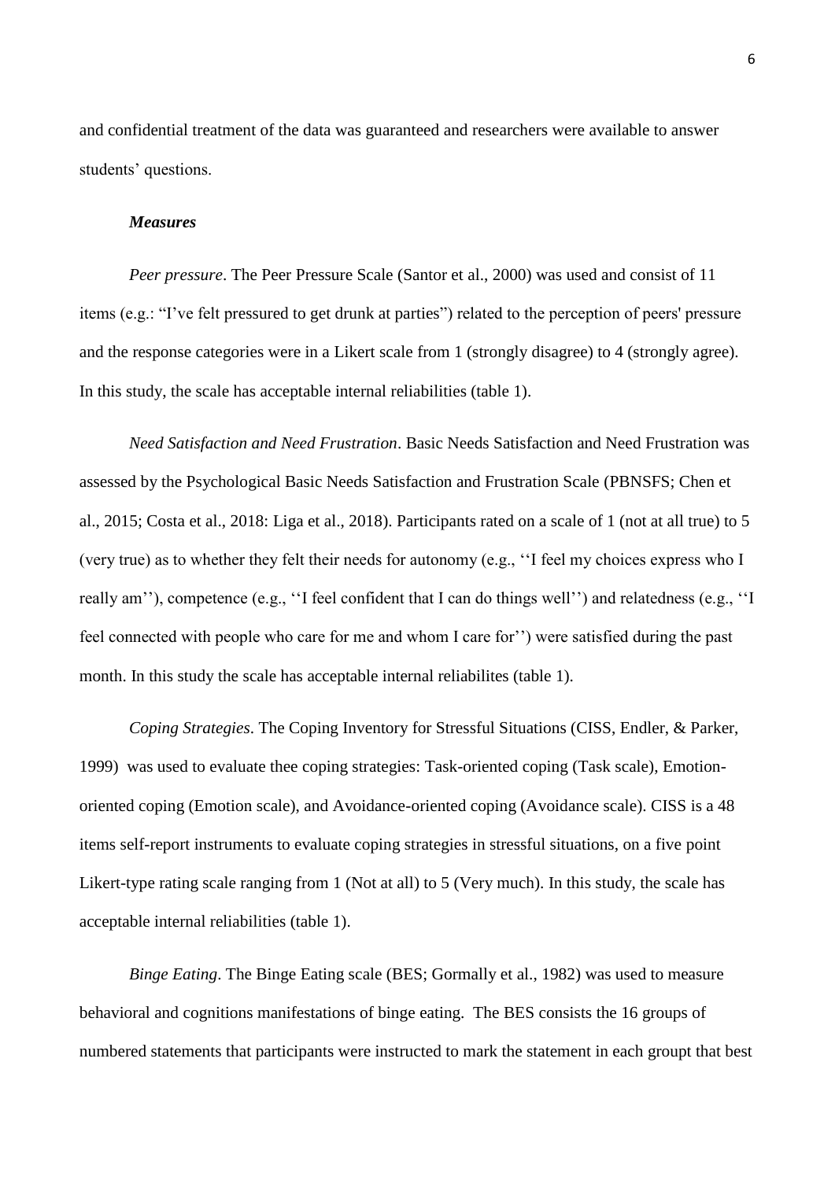and confidential treatment of the data was guaranteed and researchers were available to answer students' questions.

***Measures***

*Peer pressure*. The Peer Pressure Scale (Santor et al., 2000) was used and consist of 11 items (e.g.: "I've felt pressured to get drunk at parties") related to the perception of peers' pressure and the response categories were in a Likert scale from 1 (strongly disagree) to 4 (strongly agree). In this study, the scale has acceptable internal reliabilities (table 1).

*Need Satisfaction and Need Frustration*. Basic Needs Satisfaction and Need Frustration was assessed by the Psychological Basic Needs Satisfaction and Frustration Scale (PBNSFS; Chen et al., 2015; Costa et al., 2018: Liga et al., 2018). Participants rated on a scale of 1 (not at all true) to 5 (very true) as to whether they felt their needs for autonomy (e.g., ''I feel my choices express who I really am''), competence (e.g., ''I feel confident that I can do things well'') and relatedness (e.g., ''I feel connected with people who care for me and whom I care for'') were satisfied during the past month. In this study the scale has acceptable internal reliabilites (table 1).

*Coping Strategies*. The Coping Inventory for Stressful Situations (CISS, Endler, & Parker, 1999) was used to evaluate thee coping strategies: Task-oriented coping (Task scale), Emotion-oriented coping (Emotion scale), and Avoidance-oriented coping (Avoidance scale). CISS is a 48 items self-report instruments to evaluate coping strategies in stressful situations, on a five point Likert-type rating scale ranging from 1 (Not at all) to 5 (Very much). In this study, the scale has acceptable internal reliabilities (table 1).

*Binge Eating*. The Binge Eating scale (BES; Gormally et al., 1982) was used to measure behavioral and cognitions manifestations of binge eating. The BES consists the 16 groups of numbered statements that participants were instructed to mark the statement in each groupt that best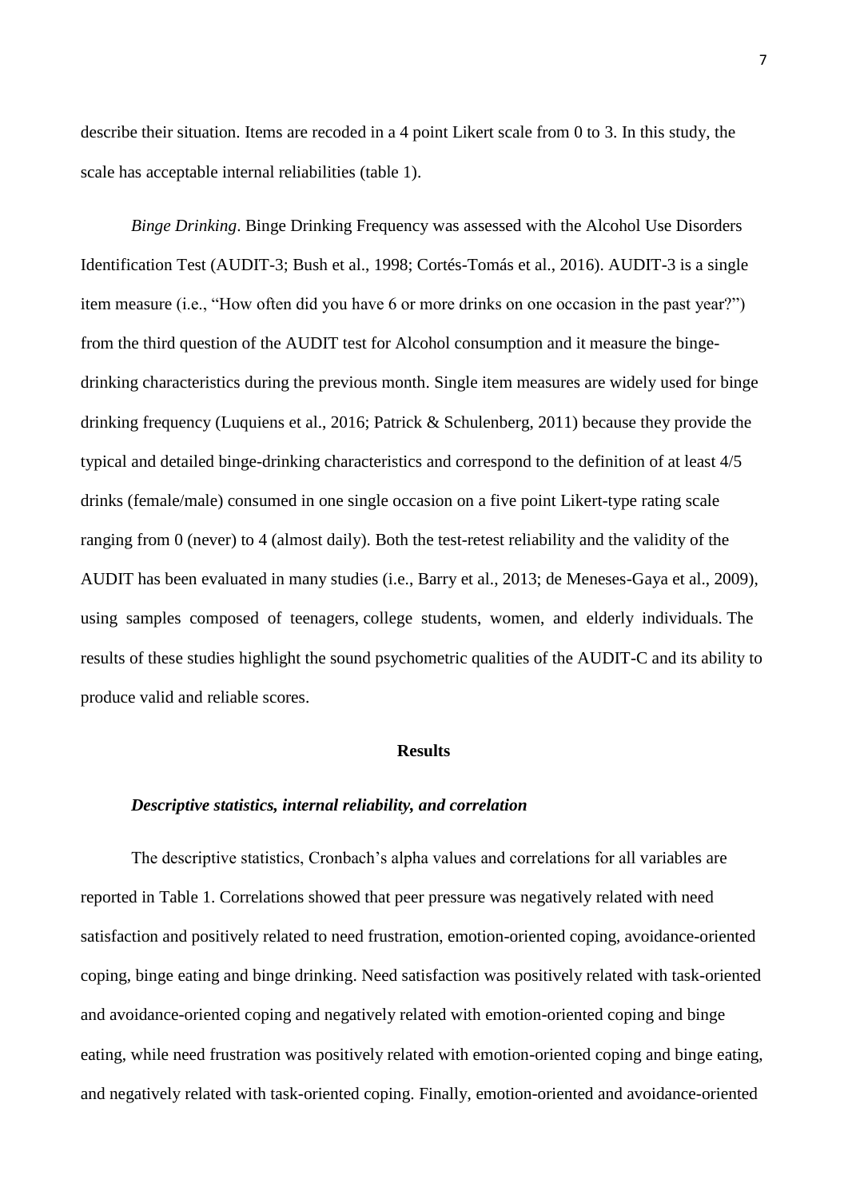describe their situation. Items are recoded in a 4 point Likert scale from 0 to 3. In this study, the scale has acceptable internal reliabilities (table 1).

*Binge Drinking*. Binge Drinking Frequency was assessed with the Alcohol Use Disorders Identification Test (AUDIT-3; Bush et al., 1998; Cortés-Tomás et al., 2016). AUDIT-3 is a single item measure (i.e., "How often did you have 6 or more drinks on one occasion in the past year?") from the third question of the AUDIT test for Alcohol consumption and it measure the binge-drinking characteristics during the previous month. Single item measures are widely used for binge drinking frequency (Luquiens et al., 2016; Patrick & Schulenberg, 2011) because they provide the typical and detailed binge-drinking characteristics and correspond to the definition of at least 4/5 drinks (female/male) consumed in one single occasion on a five point Likert-type rating scale ranging from 0 (never) to 4 (almost daily). Both the test-retest reliability and the validity of the AUDIT has been evaluated in many studies (i.e., Barry et al., 2013; de Meneses-Gaya et al., 2009), using samples composed of teenagers, college students, women, and elderly individuals. The results of these studies highlight the sound psychometric qualities of the AUDIT-C and its ability to produce valid and reliable scores.

## Results

### *Descriptive statistics, internal reliability, and correlation*

The descriptive statistics, Cronbach's alpha values and correlations for all variables are reported in Table 1. Correlations showed that peer pressure was negatively related with need satisfaction and positively related to need frustration, emotion-oriented coping, avoidance-oriented coping, binge eating and binge drinking. Need satisfaction was positively related with task-oriented and avoidance-oriented coping and negatively related with emotion-oriented coping and binge eating, while need frustration was positively related with emotion-oriented coping and binge eating, and negatively related with task-oriented coping. Finally, emotion-oriented and avoidance-oriented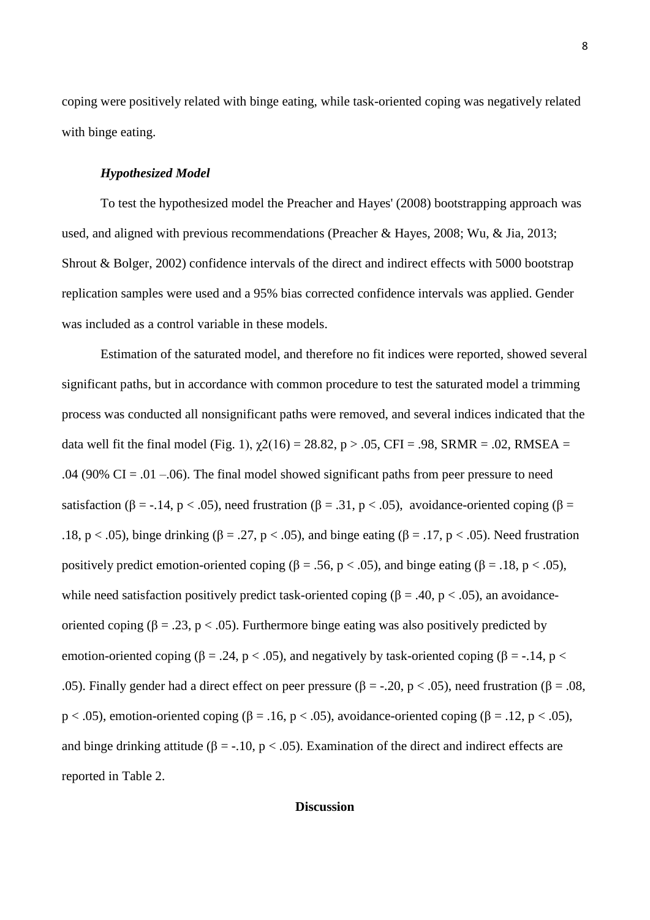coping were positively related with binge eating, while task-oriented coping was negatively related with binge eating.

### *Hypothesized Model*

To test the hypothesized model the Preacher and Hayes' (2008) bootstrapping approach was used, and aligned with previous recommendations (Preacher & Hayes, 2008; Wu, & Jia, 2013; Shrout & Bolger, 2002) confidence intervals of the direct and indirect effects with 5000 bootstrap replication samples were used and a 95% bias corrected confidence intervals was applied. Gender was included as a control variable in these models.

Estimation of the saturated model, and therefore no fit indices were reported, showed several significant paths, but in accordance with common procedure to test the saturated model a trimming process was conducted all nonsignificant paths were removed, and several indices indicated that the data well fit the final model (Fig. 1), $\chi2(16) = 28.82$, $p > .05$, CFI = .98, SRMR = .02, RMSEA = .04 (90% CI = .01 –.06). The final model showed significant paths from peer pressure to need satisfaction ($\beta = -.14$, $p < .05$), need frustration ($\beta = .31$, $p < .05$), avoidance-oriented coping ($\beta = .18$, $p < .05$), binge drinking ($\beta = .27$, $p < .05$), and binge eating ($\beta = .17$, $p < .05$). Need frustration positively predict emotion-oriented coping ($\beta = .56$, $p < .05$), and binge eating ($\beta = .18$, $p < .05$), while need satisfaction positively predict task-oriented coping ($\beta = .40$, $p < .05$), an avoidance-oriented coping ($\beta = .23$, $p < .05$). Furthermore binge eating was also positively predicted by emotion-oriented coping ($\beta = .24$, $p < .05$), and negatively by task-oriented coping ($\beta = -.14$, $p < .05$). Finally gender had a direct effect on peer pressure ($\beta = -.20$, $p < .05$), need frustration ($\beta = .08$, $p < .05$), emotion-oriented coping ($\beta = .16$, $p < .05$), avoidance-oriented coping ($\beta = .12$, $p < .05$), and binge drinking attitude ($\beta = -.10$, $p < .05$). Examination of the direct and indirect effects are reported in Table 2.

## Discussion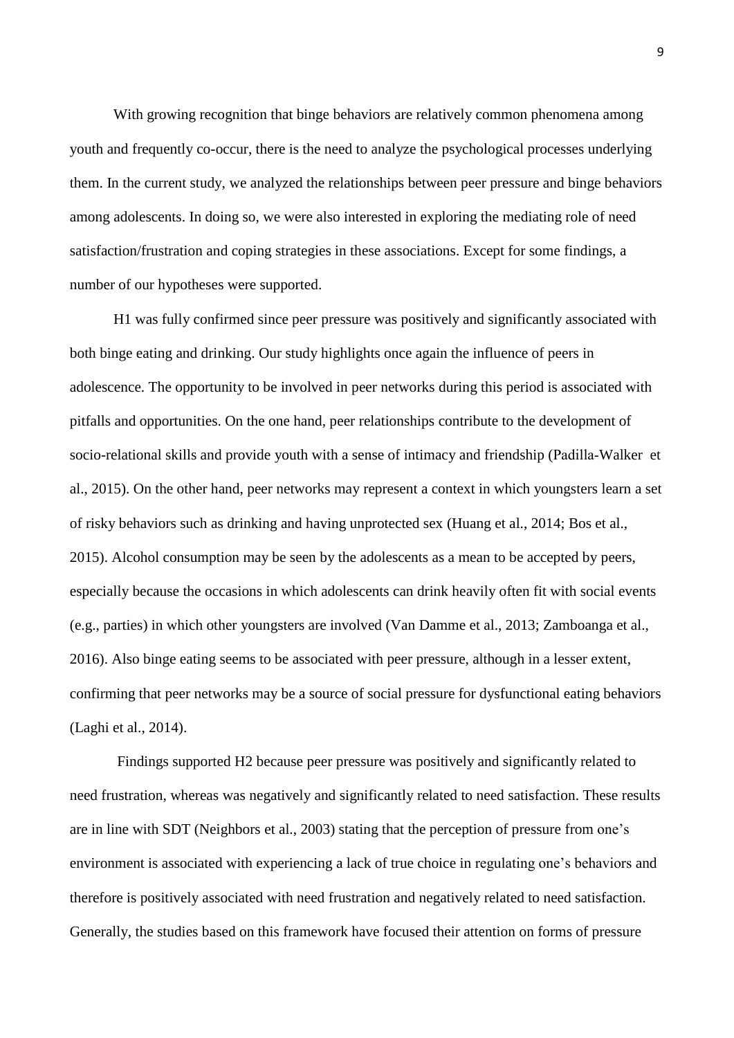With growing recognition that binge behaviors are relatively common phenomena among youth and frequently co-occur, there is the need to analyze the psychological processes underlying them. In the current study, we analyzed the relationships between peer pressure and binge behaviors among adolescents. In doing so, we were also interested in exploring the mediating role of need satisfaction/frustration and coping strategies in these associations. Except for some findings, a number of our hypotheses were supported.

H1 was fully confirmed since peer pressure was positively and significantly associated with both binge eating and drinking. Our study highlights once again the influence of peers in adolescence. The opportunity to be involved in peer networks during this period is associated with pitfalls and opportunities. On the one hand, peer relationships contribute to the development of socio-relational skills and provide youth with a sense of intimacy and friendship (Padilla-Walker et al., 2015). On the other hand, peer networks may represent a context in which youngsters learn a set of risky behaviors such as drinking and having unprotected sex (Huang et al., 2014; Bos et al., 2015). Alcohol consumption may be seen by the adolescents as a mean to be accepted by peers, especially because the occasions in which adolescents can drink heavily often fit with social events (e.g., parties) in which other youngsters are involved (Van Damme et al., 2013; Zamboanga et al., 2016). Also binge eating seems to be associated with peer pressure, although in a lesser extent, confirming that peer networks may be a source of social pressure for dysfunctional eating behaviors (Laghi et al., 2014).

Findings supported H2 because peer pressure was positively and significantly related to need frustration, whereas was negatively and significantly related to need satisfaction. These results are in line with SDT (Neighbors et al., 2003) stating that the perception of pressure from one's environment is associated with experiencing a lack of true choice in regulating one's behaviors and therefore is positively associated with need frustration and negatively related to need satisfaction. Generally, the studies based on this framework have focused their attention on forms of pressure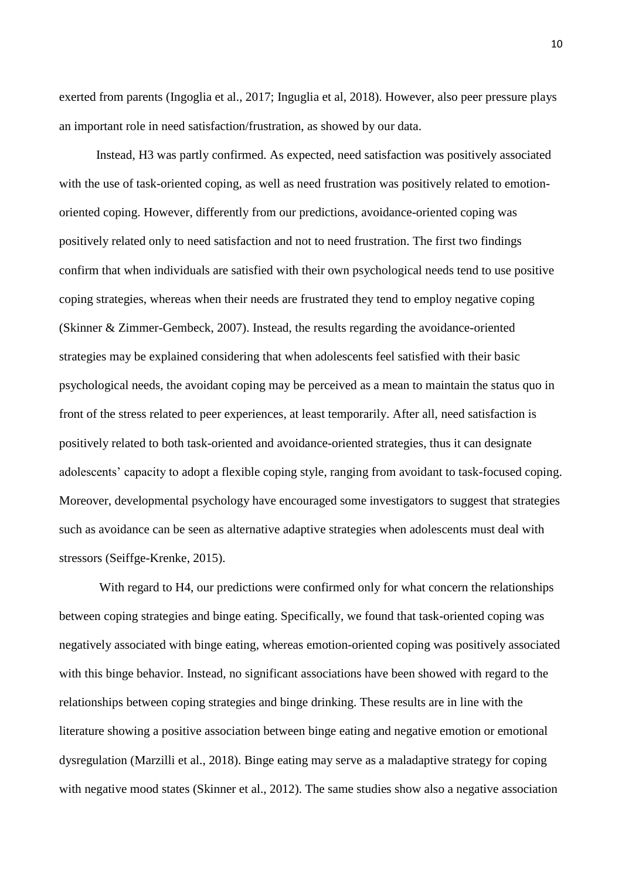exerted from parents (Ingoglia et al., 2017; Inguglia et al, 2018). However, also peer pressure plays an important role in need satisfaction/frustration, as showed by our data.

Instead, H3 was partly confirmed. As expected, need satisfaction was positively associated with the use of task-oriented coping, as well as need frustration was positively related to emotion-oriented coping. However, differently from our predictions, avoidance-oriented coping was positively related only to need satisfaction and not to need frustration. The first two findings confirm that when individuals are satisfied with their own psychological needs tend to use positive coping strategies, whereas when their needs are frustrated they tend to employ negative coping (Skinner & Zimmer-Gembeck, 2007). Instead, the results regarding the avoidance-oriented strategies may be explained considering that when adolescents feel satisfied with their basic psychological needs, the avoidant coping may be perceived as a mean to maintain the status quo in front of the stress related to peer experiences, at least temporarily. After all, need satisfaction is positively related to both task-oriented and avoidance-oriented strategies, thus it can designate adolescents' capacity to adopt a flexible coping style, ranging from avoidant to task-focused coping. Moreover, developmental psychology have encouraged some investigators to suggest that strategies such as avoidance can be seen as alternative adaptive strategies when adolescents must deal with stressors (Seiffge-Krenke, 2015).

With regard to H4, our predictions were confirmed only for what concern the relationships between coping strategies and binge eating. Specifically, we found that task-oriented coping was negatively associated with binge eating, whereas emotion-oriented coping was positively associated with this binge behavior. Instead, no significant associations have been showed with regard to the relationships between coping strategies and binge drinking. These results are in line with the literature showing a positive association between binge eating and negative emotion or emotional dysregulation (Marzilli et al., 2018). Binge eating may serve as a maladaptive strategy for coping with negative mood states (Skinner et al., 2012). The same studies show also a negative association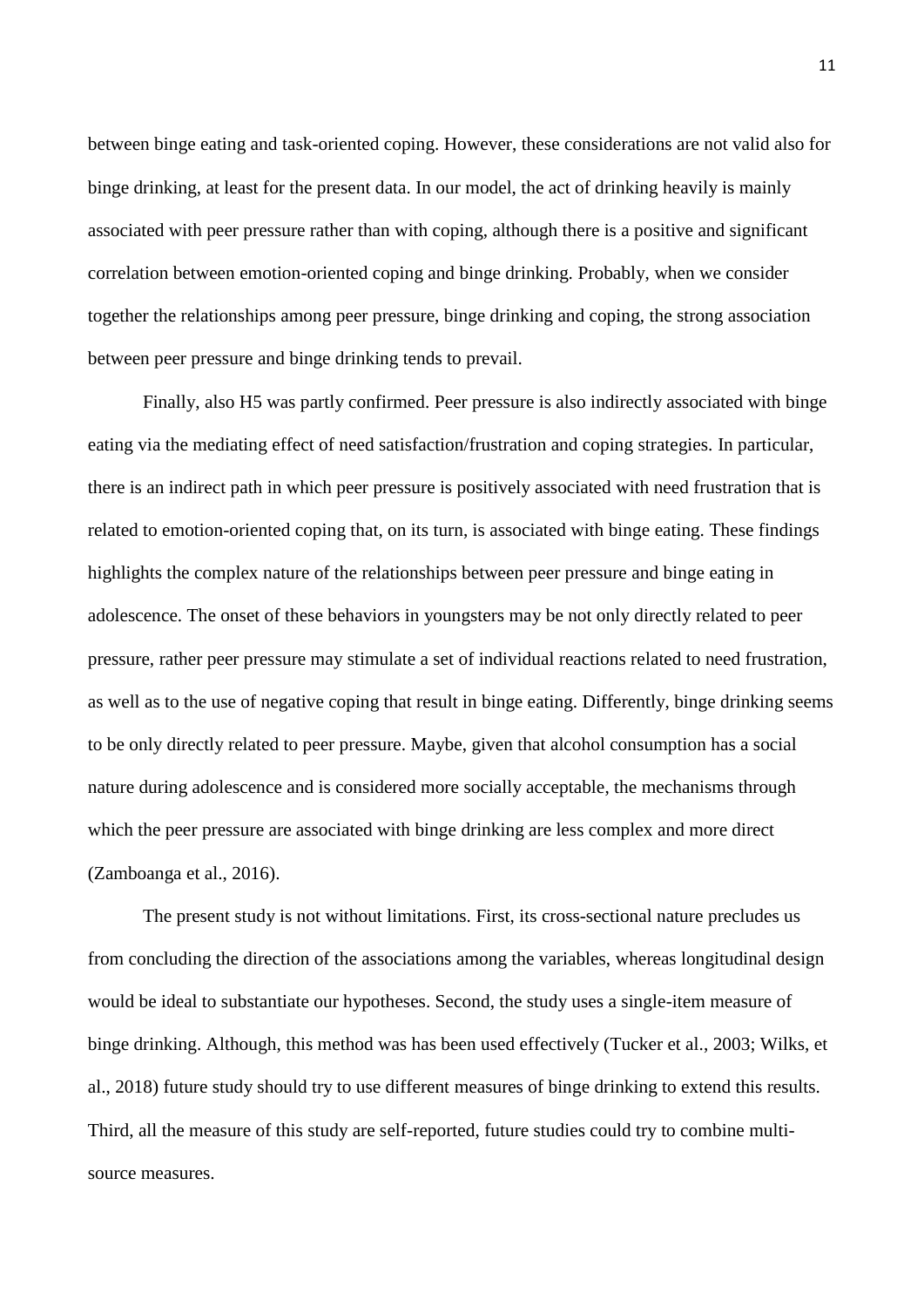between binge eating and task-oriented coping. However, these considerations are not valid also for binge drinking, at least for the present data. In our model, the act of drinking heavily is mainly associated with peer pressure rather than with coping, although there is a positive and significant correlation between emotion-oriented coping and binge drinking. Probably, when we consider together the relationships among peer pressure, binge drinking and coping, the strong association between peer pressure and binge drinking tends to prevail.

Finally, also H5 was partly confirmed. Peer pressure is also indirectly associated with binge eating via the mediating effect of need satisfaction/frustration and coping strategies. In particular, there is an indirect path in which peer pressure is positively associated with need frustration that is related to emotion-oriented coping that, on its turn, is associated with binge eating. These findings highlights the complex nature of the relationships between peer pressure and binge eating in adolescence. The onset of these behaviors in youngsters may be not only directly related to peer pressure, rather peer pressure may stimulate a set of individual reactions related to need frustration, as well as to the use of negative coping that result in binge eating. Differently, binge drinking seems to be only directly related to peer pressure. Maybe, given that alcohol consumption has a social nature during adolescence and is considered more socially acceptable, the mechanisms through which the peer pressure are associated with binge drinking are less complex and more direct (Zamboanga et al., 2016).

The present study is not without limitations. First, its cross-sectional nature precludes us from concluding the direction of the associations among the variables, whereas longitudinal design would be ideal to substantiate our hypotheses. Second, the study uses a single-item measure of binge drinking. Although, this method was has been used effectively (Tucker et al., 2003; Wilks, et al., 2018) future study should try to use different measures of binge drinking to extend this results. Third, all the measure of this study are self-reported, future studies could try to combine multi-source measures.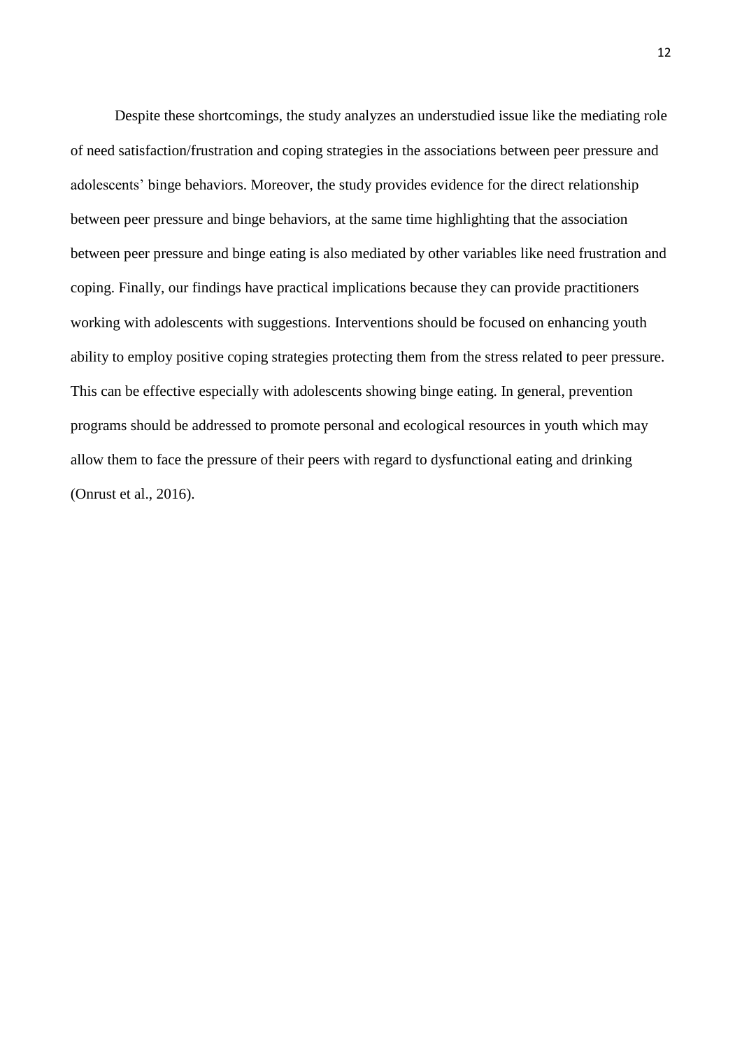Despite these shortcomings, the study analyzes an understudied issue like the mediating role of need satisfaction/frustration and coping strategies in the associations between peer pressure and adolescents' binge behaviors. Moreover, the study provides evidence for the direct relationship between peer pressure and binge behaviors, at the same time highlighting that the association between peer pressure and binge eating is also mediated by other variables like need frustration and coping. Finally, our findings have practical implications because they can provide practitioners working with adolescents with suggestions. Interventions should be focused on enhancing youth ability to employ positive coping strategies protecting them from the stress related to peer pressure. This can be effective especially with adolescents showing binge eating. In general, prevention programs should be addressed to promote personal and ecological resources in youth which may allow them to face the pressure of their peers with regard to dysfunctional eating and drinking (Onrust et al., 2016).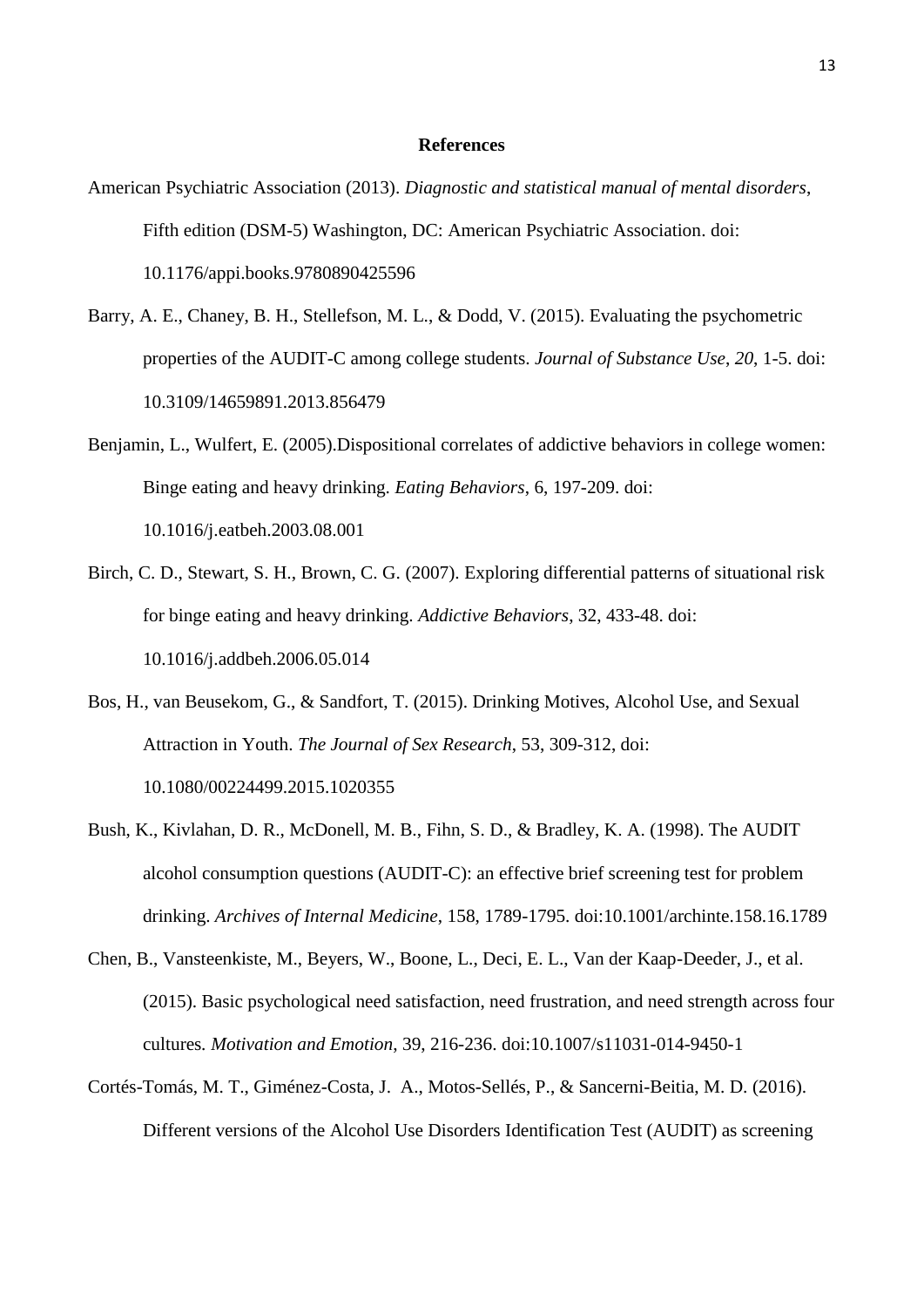# References

American Psychiatric Association (2013). *Diagnostic and statistical manual of mental disorders*, Fifth edition (DSM-5) Washington, DC: American Psychiatric Association. doi: 10.1176/appi.books.9780890425596

Barry, A. E., Chaney, B. H., Stellefson, M. L., & Dodd, V. (2015). Evaluating the psychometric properties of the AUDIT-C among college students. *Journal of Substance Use*, *20*, 1-5. doi: 10.3109/14659891.2013.856479

Benjamin, L., Wulfert, E. (2005).Dispositional correlates of addictive behaviors in college women: Binge eating and heavy drinking. *Eating Behaviors*, 6, 197-209. doi: 10.1016/j.eatbeh.2003.08.001

Birch, C. D., Stewart, S. H., Brown, C. G. (2007). Exploring differential patterns of situational risk for binge eating and heavy drinking. *Addictive Behaviors*, 32, 433-48. doi: 10.1016/j.addbeh.2006.05.014

Bos, H., van Beusekom, G., & Sandfort, T. (2015). Drinking Motives, Alcohol Use, and Sexual Attraction in Youth. *The Journal of Sex Research*, 53, 309-312, doi: 10.1080/00224499.2015.1020355

Bush, K., Kivlahan, D. R., McDonell, M. B., Fihn, S. D., & Bradley, K. A. (1998). The AUDIT alcohol consumption questions (AUDIT-C): an effective brief screening test for problem drinking. *Archives of Internal Medicine*, 158, 1789-1795. doi:10.1001/archinte.158.16.1789

Chen, B., Vansteenkiste, M., Beyers, W., Boone, L., Deci, E. L., Van der Kaap-Deeder, J., et al. (2015). Basic psychological need satisfaction, need frustration, and need strength across four cultures. *Motivation and Emotion*, 39, 216-236. doi:10.1007/s11031-014-9450-1

Cortés-Tomás, M. T., Giménez-Costa, J. A., Motos-Sellés, P., & Sancerni-Beitia, M. D. (2016). Different versions of the Alcohol Use Disorders Identification Test (AUDIT) as screening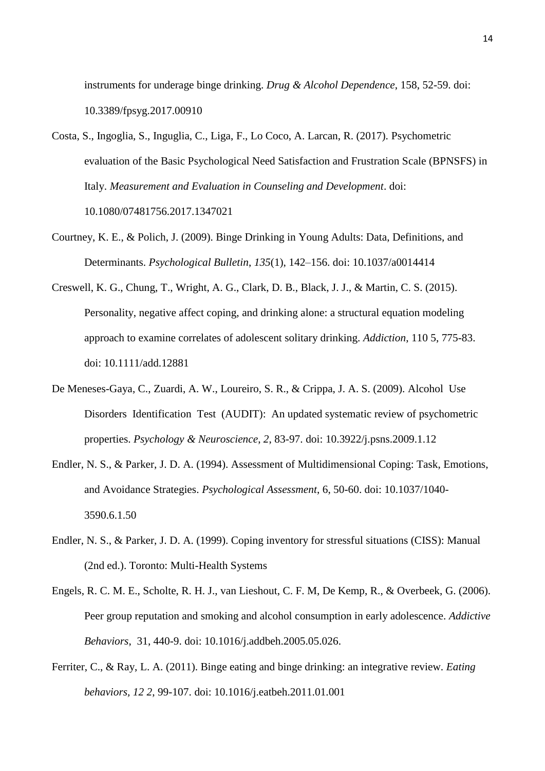instruments for underage binge drinking. *Drug & Alcohol Dependence*, 158, 52-59. doi: 10.3389/fpsyg.2017.00910

Costa, S., Ingoglia, S., Inguglia, C., Liga, F., Lo Coco, A. Larcan, R. (2017). Psychometric evaluation of the Basic Psychological Need Satisfaction and Frustration Scale (BPNSFS) in Italy. *Measurement and Evaluation in Counseling and Development*. doi: 10.1080/07481756.2017.1347021

Courtney, K. E., & Polich, J. (2009). Binge Drinking in Young Adults: Data, Definitions, and Determinants. *Psychological Bulletin*, *135*(1), 142–156. doi: 10.1037/a0014414

Creswell, K. G., Chung, T., Wright, A. G., Clark, D. B., Black, J. J., & Martin, C. S. (2015). Personality, negative affect coping, and drinking alone: a structural equation modeling approach to examine correlates of adolescent solitary drinking. *Addiction*, 110 5, 775-83. doi: 10.1111/add.12881

De Meneses-Gaya, C., Zuardi, A. W., Loureiro, S. R., & Crippa, J. A. S. (2009). Alcohol Use Disorders Identification Test (AUDIT): An updated systematic review of psychometric properties. *Psychology & Neuroscience*, *2*, 83-97. doi: 10.3922/j.psns.2009.1.12

Endler, N. S., & Parker, J. D. A. (1994). Assessment of Multidimensional Coping: Task, Emotions, and Avoidance Strategies. *Psychological Assessment*, 6, 50-60. doi: 10.1037/1040-3590.6.1.50

Endler, N. S., & Parker, J. D. A. (1999). Coping inventory for stressful situations (CISS): Manual (2nd ed.). Toronto: Multi-Health Systems

Engels, R. C. M. E., Scholte, R. H. J., van Lieshout, C. F. M, De Kemp, R., & Overbeek, G. (2006). Peer group reputation and smoking and alcohol consumption in early adolescence. *Addictive Behaviors*, 31, 440-9. doi: 10.1016/j.addbeh.2005.05.026.

Ferriter, C., & Ray, L. A. (2011). Binge eating and binge drinking: an integrative review. *Eating behaviors, 12 2*, 99-107. doi: 10.1016/j.eatbeh.2011.01.001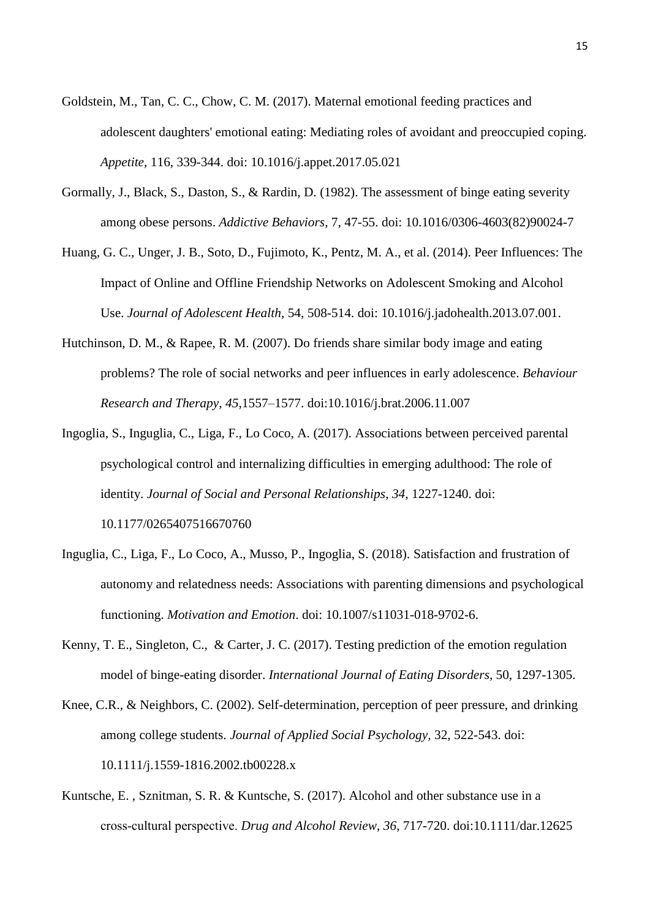Goldstein, M., Tan, C. C., Chow, C. M. (2017). Maternal emotional feeding practices and adolescent daughters' emotional eating: Mediating roles of avoidant and preoccupied coping. *Appetite*, 116, 339-344. doi: 10.1016/j.appet.2017.05.021

Gormally, J., Black, S., Daston, S., & Rardin, D. (1982). The assessment of binge eating severity among obese persons. *Addictive Behaviors*, 7, 47-55. doi: 10.1016/0306-4603(82)90024-7

Huang, G. C., Unger, J. B., Soto, D., Fujimoto, K., Pentz, M. A., et al. (2014). Peer Influences: The Impact of Online and Offline Friendship Networks on Adolescent Smoking and Alcohol Use. *Journal of Adolescent Health*, 54, 508-514. doi: 10.1016/j.jadohealth.2013.07.001.

Hutchinson, D. M., & Rapee, R. M. (2007). Do friends share similar body image and eating problems? The role of social networks and peer influences in early adolescence. *Behaviour Research and Therapy*, *45*,1557–1577. doi:10.1016/j.brat.2006.11.007

Ingoglia, S., Inguglia, C., Liga, F., Lo Coco, A. (2017). Associations between perceived parental psychological control and internalizing difficulties in emerging adulthood: The role of identity. *Journal of Social and Personal Relationships*, *34*, 1227-1240. doi: 10.1177/0265407516670760

Inguglia, C., Liga, F., Lo Coco, A., Musso, P., Ingoglia, S. (2018). Satisfaction and frustration of autonomy and relatedness needs: Associations with parenting dimensions and psychological functioning. *Motivation and Emotion*. doi: 10.1007/s11031-018-9702-6.

Kenny, T. E., Singleton, C., & Carter, J. C. (2017). Testing prediction of the emotion regulation model of binge-eating disorder. *International Journal of Eating Disorders*, 50, 1297-1305.

Knee, C.R., & Neighbors, C. (2002). Self-determination, perception of peer pressure, and drinking among college students. *Journal of Applied Social Psychology*, 32, 522-543. doi: 10.1111/j.1559-1816.2002.tb00228.x

Kuntsche, E. , Sznitman, S. R. & Kuntsche, S. (2017). Alcohol and other substance use in a cross-cultural perspective. *Drug and Alcohol Review*, *36*, 717-720. doi:10.1111/dar.12625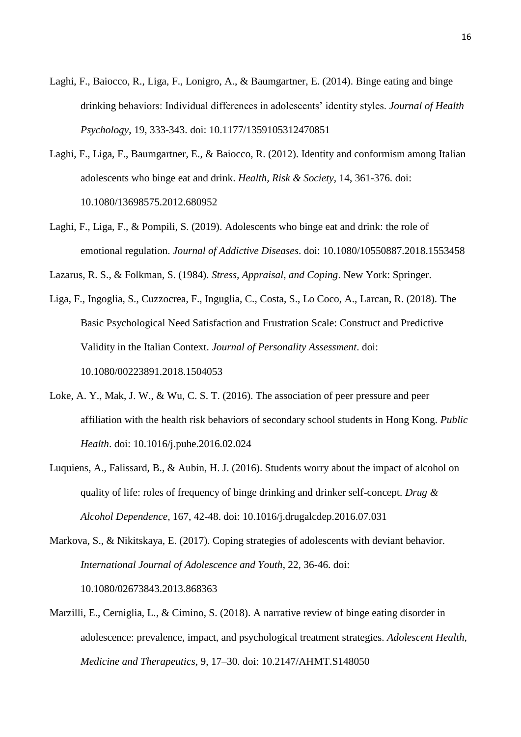Laghi, F., Baiocco, R., Liga, F., Lonigro, A., & Baumgartner, E. (2014). Binge eating and binge drinking behaviors: Individual differences in adolescents' identity styles. *Journal of Health Psychology*, 19, 333-343. doi: 10.1177/1359105312470851

Laghi, F., Liga, F., Baumgartner, E., & Baiocco, R. (2012). Identity and conformism among Italian adolescents who binge eat and drink. *Health, Risk & Society*, 14, 361-376. doi: 10.1080/13698575.2012.680952

Laghi, F., Liga, F., & Pompili, S. (2019). Adolescents who binge eat and drink: the role of emotional regulation. *Journal of Addictive Diseases*. doi: 10.1080/10550887.2018.1553458

Lazarus, R. S., & Folkman, S. (1984). *Stress, Appraisal, and Coping*. New York: Springer.

Liga, F., Ingoglia, S., Cuzzocrea, F., Inguglia, C., Costa, S., Lo Coco, A., Larcan, R. (2018). The Basic Psychological Need Satisfaction and Frustration Scale: Construct and Predictive Validity in the Italian Context. *Journal of Personality Assessment*. doi: 10.1080/00223891.2018.1504053

Loke, A. Y., Mak, J. W., & Wu, C. S. T. (2016). The association of peer pressure and peer affiliation with the health risk behaviors of secondary school students in Hong Kong. *Public Health*. doi: 10.1016/j.puhe.2016.02.024

Luquiens, A., Falissard, B., & Aubin, H. J. (2016). Students worry about the impact of alcohol on quality of life: roles of frequency of binge drinking and drinker self-concept. *Drug & Alcohol Dependence*, 167, 42-48. doi: 10.1016/j.drugalcdep.2016.07.031

Markova, S., & Nikitskaya, E. (2017). Coping strategies of adolescents with deviant behavior. *International Journal of Adolescence and Youth*, 22, 36-46. doi: 10.1080/02673843.2013.868363

Marzilli, E., Cerniglia, L., & Cimino, S. (2018). A narrative review of binge eating disorder in adolescence: prevalence, impact, and psychological treatment strategies. *Adolescent Health, Medicine and Therapeutics*, 9, 17–30. doi: 10.2147/AHMT.S148050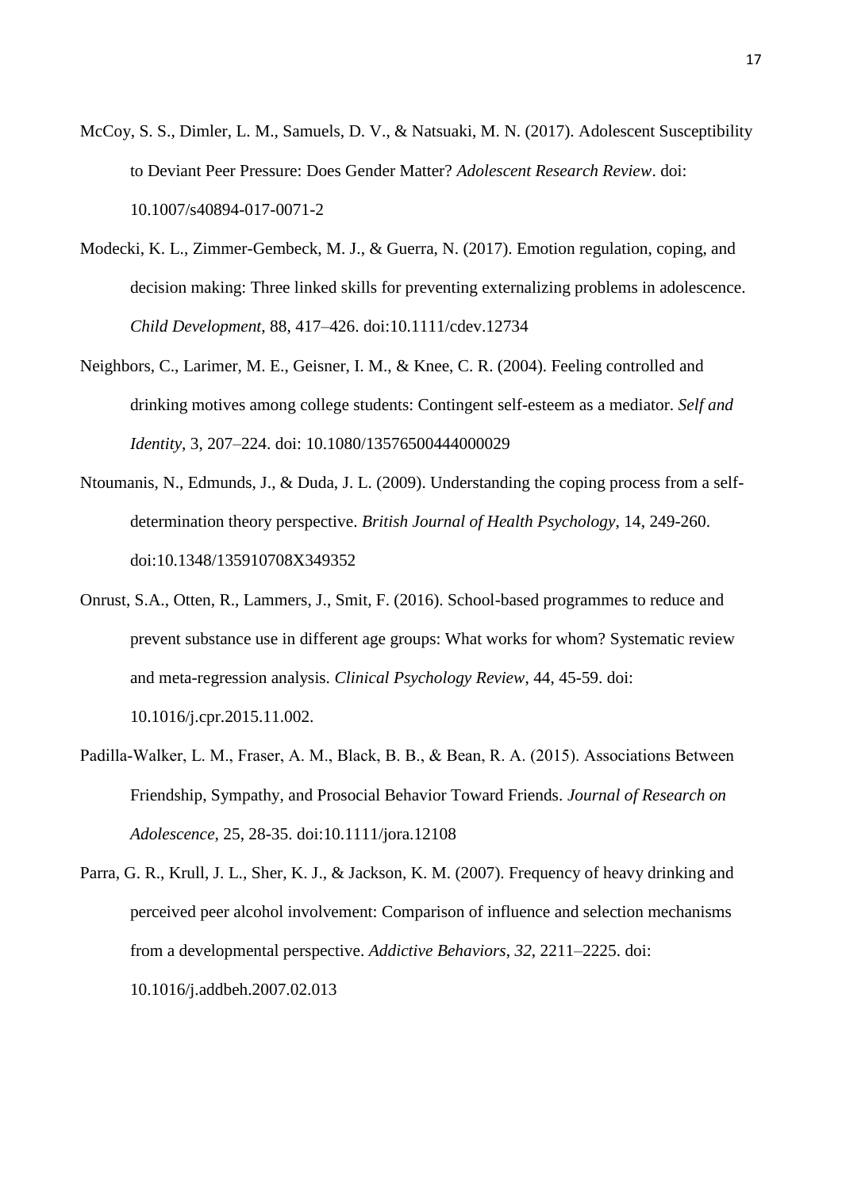McCoy, S. S., Dimler, L. M., Samuels, D. V., & Natsuaki, M. N. (2017). Adolescent Susceptibility to Deviant Peer Pressure: Does Gender Matter? *Adolescent Research Review*. doi: 10.1007/s40894-017-0071-2

Modecki, K. L., Zimmer-Gembeck, M. J., & Guerra, N. (2017). Emotion regulation, coping, and decision making: Three linked skills for preventing externalizing problems in adolescence. *Child Development*, 88, 417–426. doi:10.1111/cdev.12734

Neighbors, C., Larimer, M. E., Geisner, I. M., & Knee, C. R. (2004). Feeling controlled and drinking motives among college students: Contingent self-esteem as a mediator. *Self and Identity*, 3, 207–224. doi: 10.1080/13576500444000029

Ntoumanis, N., Edmunds, J., & Duda, J. L. (2009). Understanding the coping process from a self-determination theory perspective. *British Journal of Health Psychology*, 14, 249-260. doi:10.1348/135910708X349352

Onrust, S.A., Otten, R., Lammers, J., Smit, F. (2016). School-based programmes to reduce and prevent substance use in different age groups: What works for whom? Systematic review and meta-regression analysis. *Clinical Psychology Review*, 44, 45-59. doi: 10.1016/j.cpr.2015.11.002.

Padilla-Walker, L. M., Fraser, A. M., Black, B. B., & Bean, R. A. (2015). Associations Between Friendship, Sympathy, and Prosocial Behavior Toward Friends. *Journal of Research on Adolescence*, 25, 28-35. doi:10.1111/jora.12108

Parra, G. R., Krull, J. L., Sher, K. J., & Jackson, K. M. (2007). Frequency of heavy drinking and perceived peer alcohol involvement: Comparison of influence and selection mechanisms from a developmental perspective. *Addictive Behaviors*, *32*, 2211–2225. doi: 10.1016/j.addbeh.2007.02.013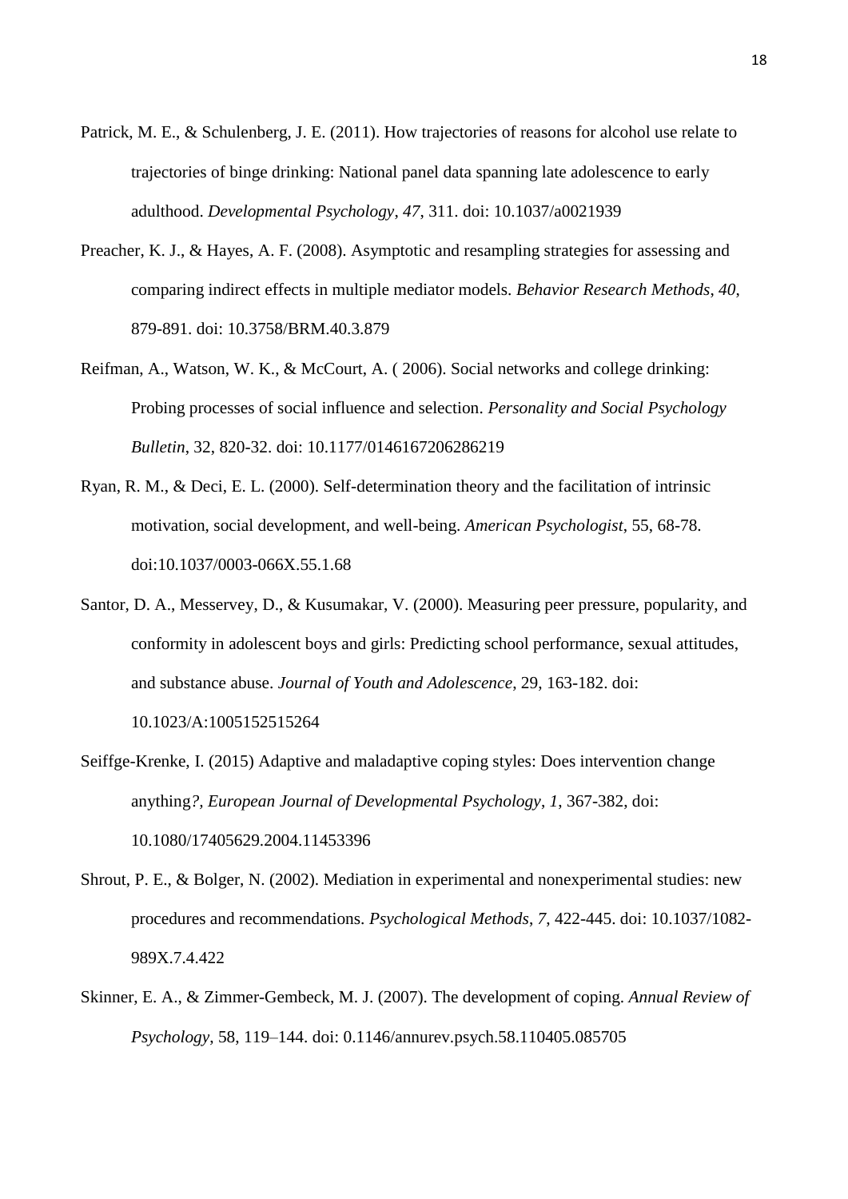Patrick, M. E., & Schulenberg, J. E. (2011). How trajectories of reasons for alcohol use relate to trajectories of binge drinking: National panel data spanning late adolescence to early adulthood. *Developmental Psychology*, *47*, 311. doi: 10.1037/a0021939

Preacher, K. J., & Hayes, A. F. (2008). Asymptotic and resampling strategies for assessing and comparing indirect effects in multiple mediator models. *Behavior Research Methods*, *40*, 879-891. doi: 10.3758/BRM.40.3.879

Reifman, A., Watson, W. K., & McCourt, A. ( 2006). Social networks and college drinking: Probing processes of social influence and selection. *Personality and Social Psychology Bulletin*, 32, 820-32. doi: 10.1177/0146167206286219

Ryan, R. M., & Deci, E. L. (2000). Self-determination theory and the facilitation of intrinsic motivation, social development, and well-being. *American Psychologist*, 55, 68-78. doi:10.1037/0003-066X.55.1.68

Santor, D. A., Messervey, D., & Kusumakar, V. (2000). Measuring peer pressure, popularity, and conformity in adolescent boys and girls: Predicting school performance, sexual attitudes, and substance abuse. *Journal of Youth and Adolescence*, 29, 163-182. doi: 10.1023/A:1005152515264

Seiffge-Krenke, I. (2015) Adaptive and maladaptive coping styles: Does intervention change anything*?, European Journal of Developmental Psychology*, *1*, 367-382, doi: 10.1080/17405629.2004.11453396

Shrout, P. E., & Bolger, N. (2002). Mediation in experimental and nonexperimental studies: new procedures and recommendations. *Psychological Methods*, *7*, 422-445. doi: 10.1037/1082-989X.7.4.422

Skinner, E. A., & Zimmer-Gembeck, M. J. (2007). The development of coping. *Annual Review of Psychology*, 58, 119–144. doi: 0.1146/annurev.psych.58.110405.085705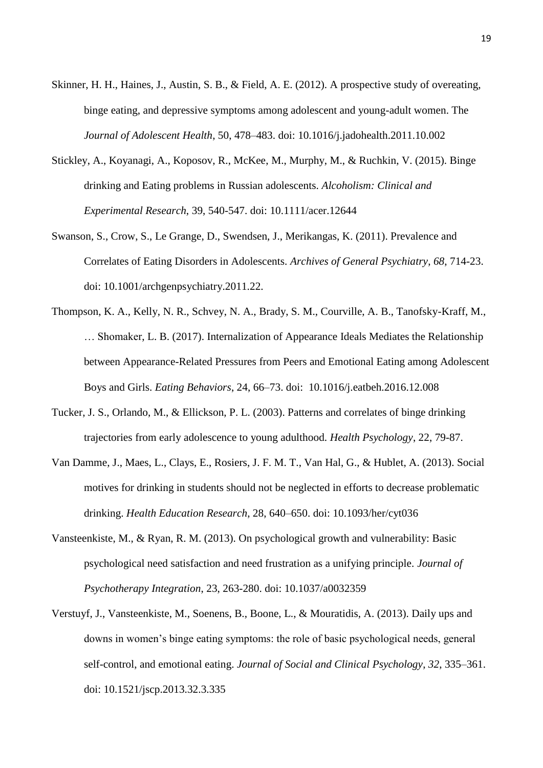Skinner, H. H., Haines, J., Austin, S. B., & Field, A. E. (2012). A prospective study of overeating, binge eating, and depressive symptoms among adolescent and young-adult women. The *Journal of Adolescent Health*, 50, 478–483. doi: 10.1016/j.jadohealth.2011.10.002

Stickley, A., Koyanagi, A., Koposov, R., McKee, M., Murphy, M., & Ruchkin, V. (2015). Binge drinking and Eating problems in Russian adolescents. *Alcoholism: Clinical and Experimental Research*, 39, 540-547. doi: 10.1111/acer.12644

Swanson, S., Crow, S., Le Grange, D., Swendsen, J., Merikangas, K. (2011). Prevalence and Correlates of Eating Disorders in Adolescents. *Archives of General Psychiatry*, *68*, 714-23. doi: 10.1001/archgenpsychiatry.2011.22.

Thompson, K. A., Kelly, N. R., Schvey, N. A., Brady, S. M., Courville, A. B., Tanofsky-Kraff, M., … Shomaker, L. B. (2017). Internalization of Appearance Ideals Mediates the Relationship between Appearance-Related Pressures from Peers and Emotional Eating among Adolescent Boys and Girls. *Eating Behaviors*, 24, 66–73. doi: 10.1016/j.eatbeh.2016.12.008

Tucker, J. S., Orlando, M., & Ellickson, P. L. (2003). Patterns and correlates of binge drinking trajectories from early adolescence to young adulthood. *Health Psychology*, 22, 79-87.

Van Damme, J., Maes, L., Clays, E., Rosiers, J. F. M. T., Van Hal, G., & Hublet, A. (2013). Social motives for drinking in students should not be neglected in efforts to decrease problematic drinking. *Health Education Research*, 28, 640–650. doi: 10.1093/her/cyt036

Vansteenkiste, M., & Ryan, R. M. (2013). On psychological growth and vulnerability: Basic psychological need satisfaction and need frustration as a unifying principle. *Journal of Psychotherapy Integration*, 23, 263-280. doi: 10.1037/a0032359

Verstuyf, J., Vansteenkiste, M., Soenens, B., Boone, L., & Mouratidis, A. (2013). Daily ups and downs in women's binge eating symptoms: the role of basic psychological needs, general self-control, and emotional eating. *Journal of Social and Clinical Psychology*, *32*, 335–361. doi: 10.1521/jscp.2013.32.3.335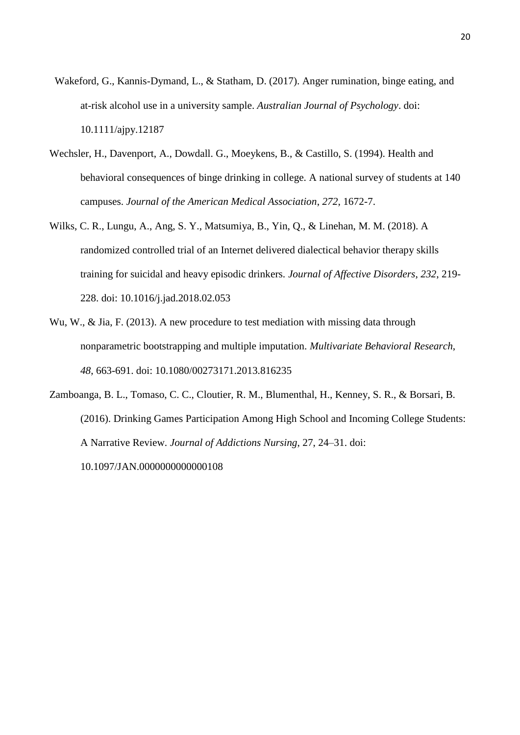Wakeford, G., Kannis-Dymand, L., & Statham, D. (2017). Anger rumination, binge eating, and at-risk alcohol use in a university sample. *Australian Journal of Psychology*. doi: 10.1111/ajpy.12187

Wechsler, H., Davenport, A., Dowdall. G., Moeykens, B., & Castillo, S. (1994). Health and behavioral consequences of binge drinking in college. A national survey of students at 140 campuses. *Journal of the American Medical Association*, *272*, 1672-7.

Wilks, C. R., Lungu, A., Ang, S. Y., Matsumiya, B., Yin, Q., & Linehan, M. M. (2018). A randomized controlled trial of an Internet delivered dialectical behavior therapy skills training for suicidal and heavy episodic drinkers. *Journal of Affective Disorders*, *232*, 219-228. doi: 10.1016/j.jad.2018.02.053

Wu, W., & Jia, F. (2013). A new procedure to test mediation with missing data through nonparametric bootstrapping and multiple imputation. *Multivariate Behavioral Research*, *48*, 663-691. doi: 10.1080/00273171.2013.816235

Zamboanga, B. L., Tomaso, C. C., Cloutier, R. M., Blumenthal, H., Kenney, S. R., & Borsari, B. (2016). Drinking Games Participation Among High School and Incoming College Students: A Narrative Review. *Journal of Addictions Nursing*, 27, 24–31. doi: 10.1097/JAN.0000000000000108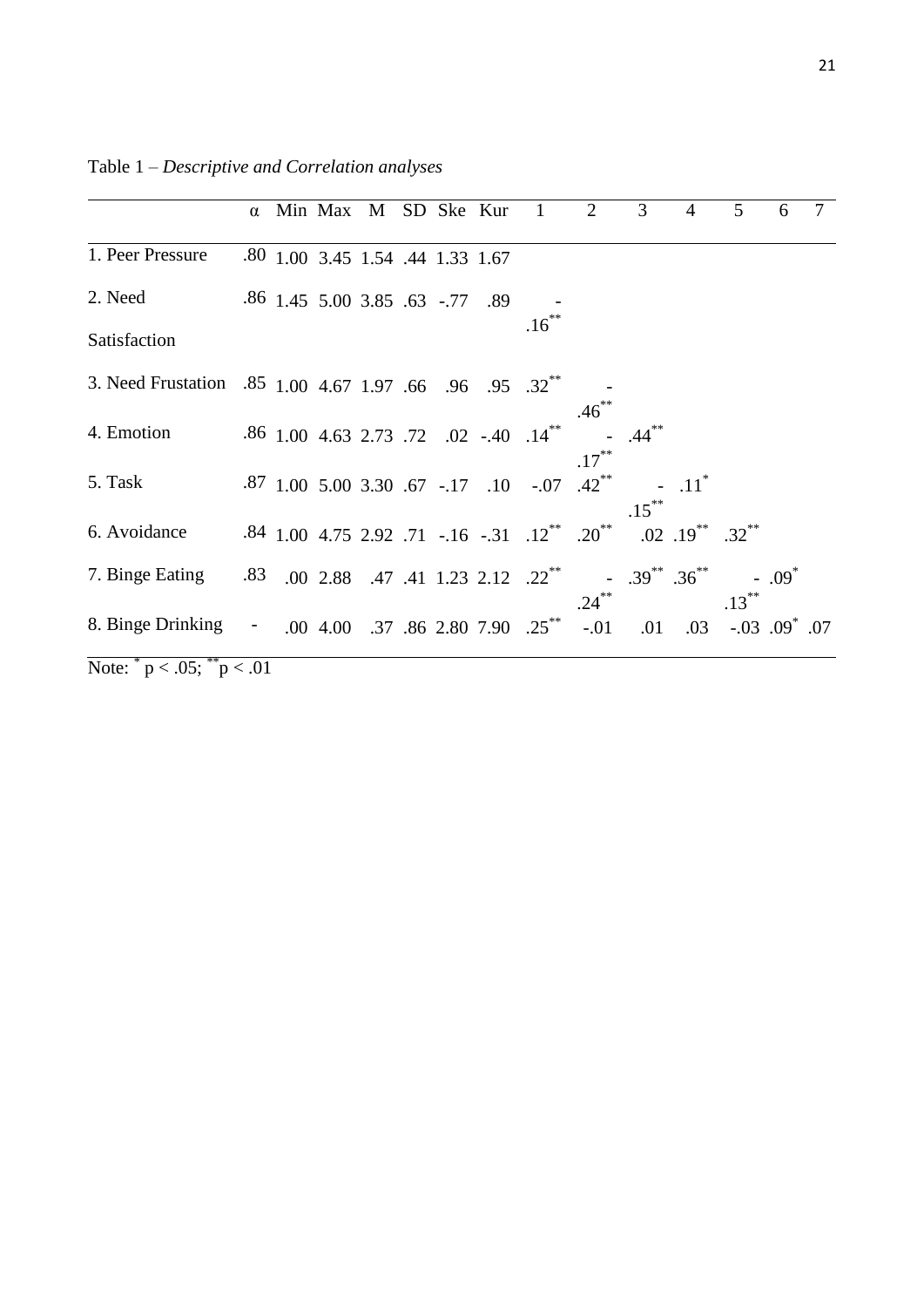Table 1 – *Descriptive and Correlation analyses*

| | α | Min | Max | M | SD | Ske | Kur | 1 | 2 | 3 | 4 | 5 | 6 | 7 |
|---|---|---|---|---|---|---|---|---|---|---|---|---|---|---|
| 1. Peer Pressure | .80 | 1.00 | 3.45 | 1.54 | .44 | 1.33 | 1.67 | | | | | | | |
| 2. Need Satisfaction | .86 | 1.45 | 5.00 | 3.85 | .63 | -.77 | .89 | -.16** | | | | | | |
| 3. Need Frustation | .85 | 1.00 | 4.67 | 1.97 | .66 | .96 | .95 | .32** | -.46** | | | | | |
| 4. Emotion | .86 | 1.00 | 4.63 | 2.73 | .72 | .02 | -.40 | .14** | -.17** | .44** | | | | |
| 5. Task | .87 | 1.00 | 5.00 | 3.30 | .67 | -.17 | .10 | -.07 | .42** | -.15** | .11* | | | |
| 6. Avoidance | .84 | 1.00 | 4.75 | 2.92 | .71 | -.16 | -.31 | .12** | .20** | .02 | .19** | .32** | | |
| 7. Binge Eating | .83 | .00 | 2.88 | .47 | .41 | 1.23 | 2.12 | .22** | -.24** | .39** | .36** | -.13** | .09* | |
| 8. Binge Drinking | - | .00 | 4.00 | .37 | .86 | 2.80 | 7.90 | .25** | -.01 | .01 | .03 | -.03 | .09* | .07 |

Note: * $p < .05$; ** $p < .01$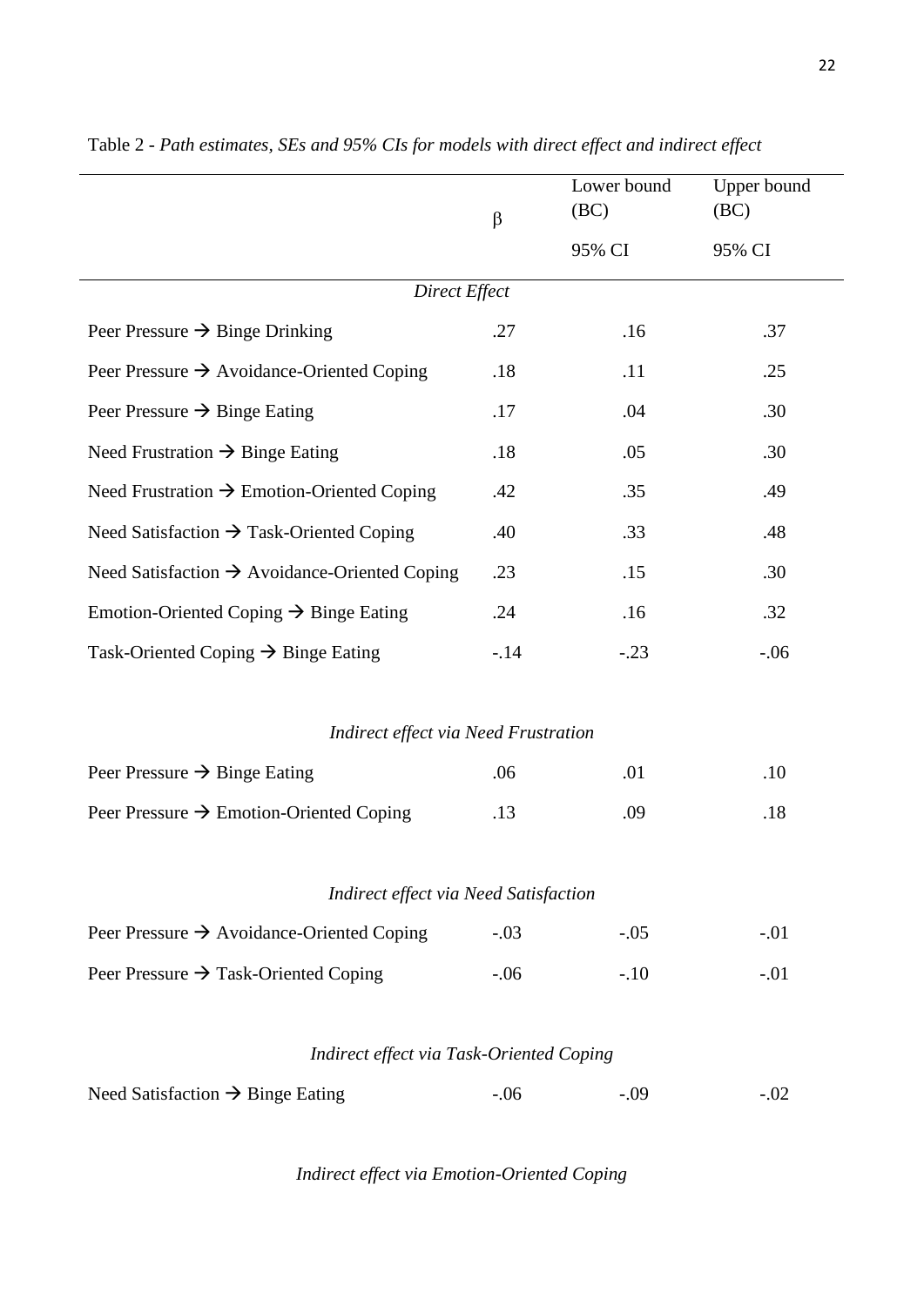Table 2 - *Path estimates, SEs and 95% CIs for models with direct effect and indirect effect*

| | β | Lower bound (BC) 95% CI | Upper bound (BC) 95% CI |
|---|---|---|---|
| *Direct Effect* | | | |
| Peer Pressure → Binge Drinking | .27 | .16 | .37 |
| Peer Pressure → Avoidance-Oriented Coping | .18 | .11 | .25 |
| Peer Pressure → Binge Eating | .17 | .04 | .30 |
| Need Frustration → Binge Eating | .18 | .05 | .30 |
| Need Frustration → Emotion-Oriented Coping | .42 | .35 | .49 |
| Need Satisfaction → Task-Oriented Coping | .40 | .33 | .48 |
| Need Satisfaction → Avoidance-Oriented Coping | .23 | .15 | .30 |
| Emotion-Oriented Coping → Binge Eating | .24 | .16 | .32 |
| Task-Oriented Coping → Binge Eating | -.14 | -.23 | -.06 |
| *Indirect effect via Need Frustration* | | | |
| Peer Pressure → Binge Eating | .06 | .01 | .10 |
| Peer Pressure → Emotion-Oriented Coping | .13 | .09 | .18 |
| *Indirect effect via Need Satisfaction* | | | |
| Peer Pressure → Avoidance-Oriented Coping | -.03 | -.05 | -.01 |
| Peer Pressure → Task-Oriented Coping | -.06 | -.10 | -.01 |
| *Indirect effect via Task-Oriented Coping* | | | |
| Need Satisfaction → Binge Eating | -.06 | -.09 | -.02 |
| *Indirect effect via Emotion-Oriented Coping* | | | |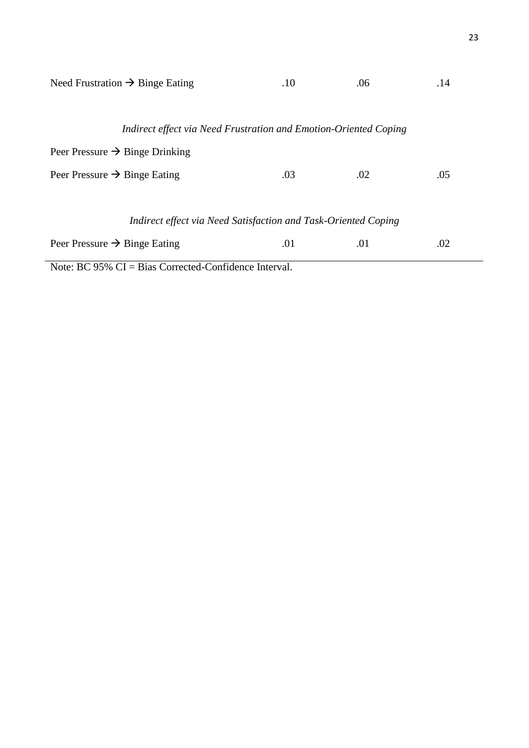| | | | |
|---|---|---|---|
| Need Frustration → Binge Eating | .10 | .06 | .14 |
| *Indirect effect via Need Frustration and Emotion-Oriented Coping* | | | |
| Peer Pressure → Binge Drinking | | | |
| Peer Pressure → Binge Eating | .03 | .02 | .05 |
| *Indirect effect via Need Satisfaction and Task-Oriented Coping* | | | |
| Peer Pressure → Binge Eating | .01 | .01 | .02 |

Note: BC 95% CI = Bias Corrected-Confidence Interval.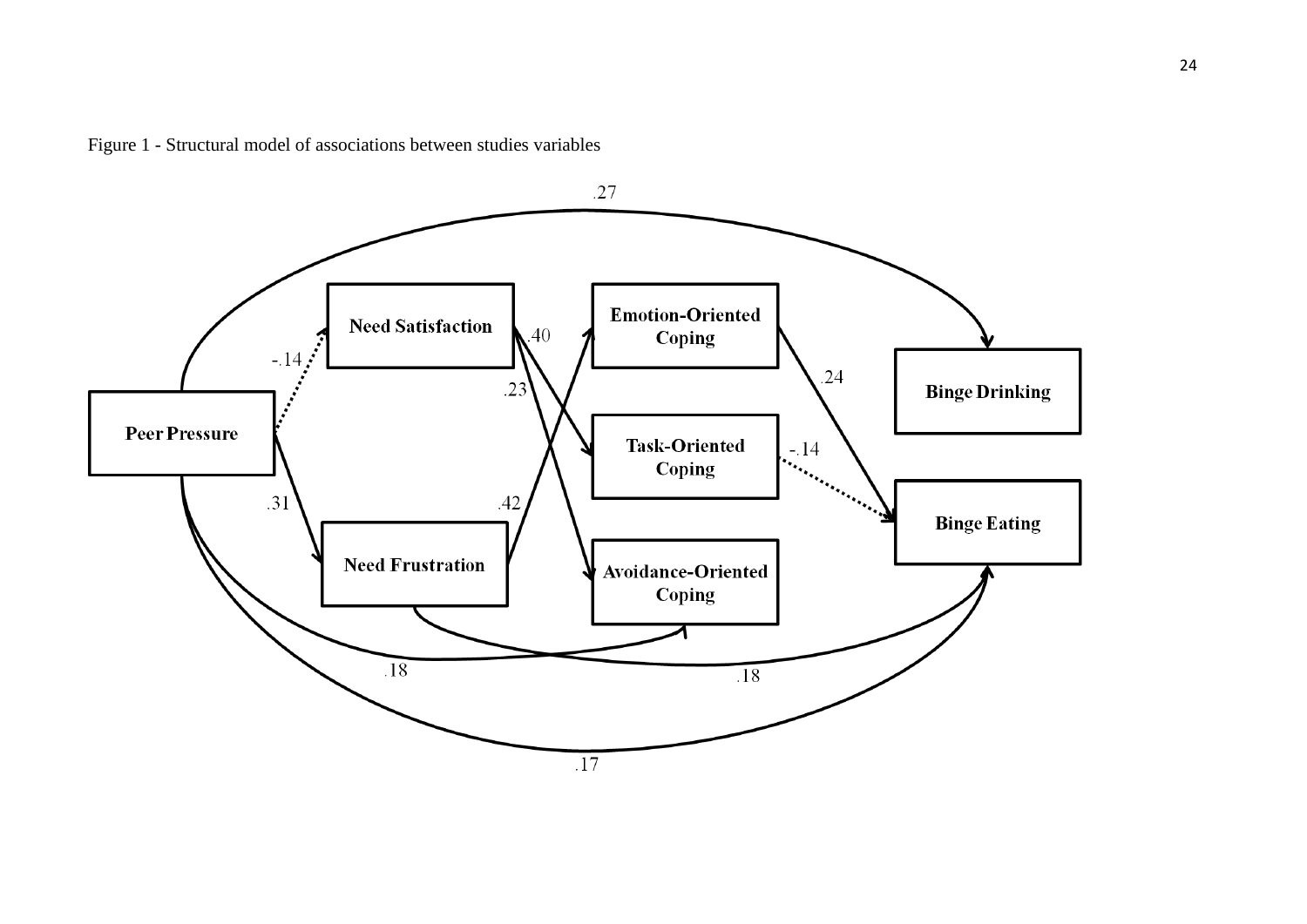Figure 1 - Structural model of associations between studies variables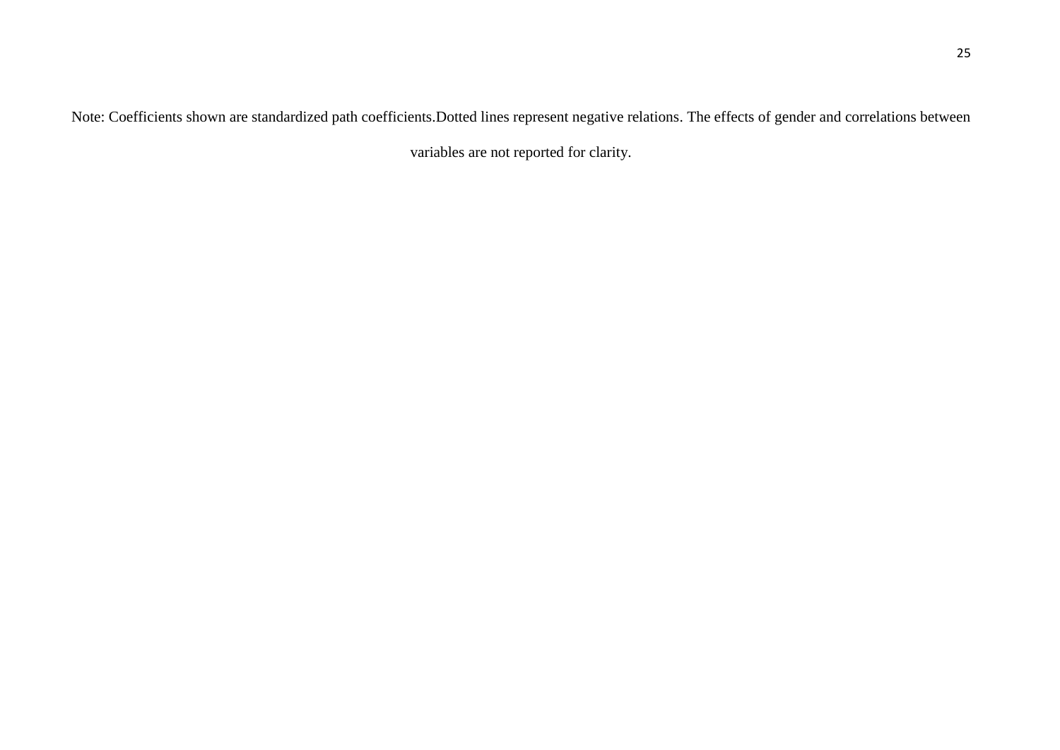Note: Coefficients shown are standardized path coefficients.Dotted lines represent negative relations. The effects of gender and correlations between variables are not reported for clarity.